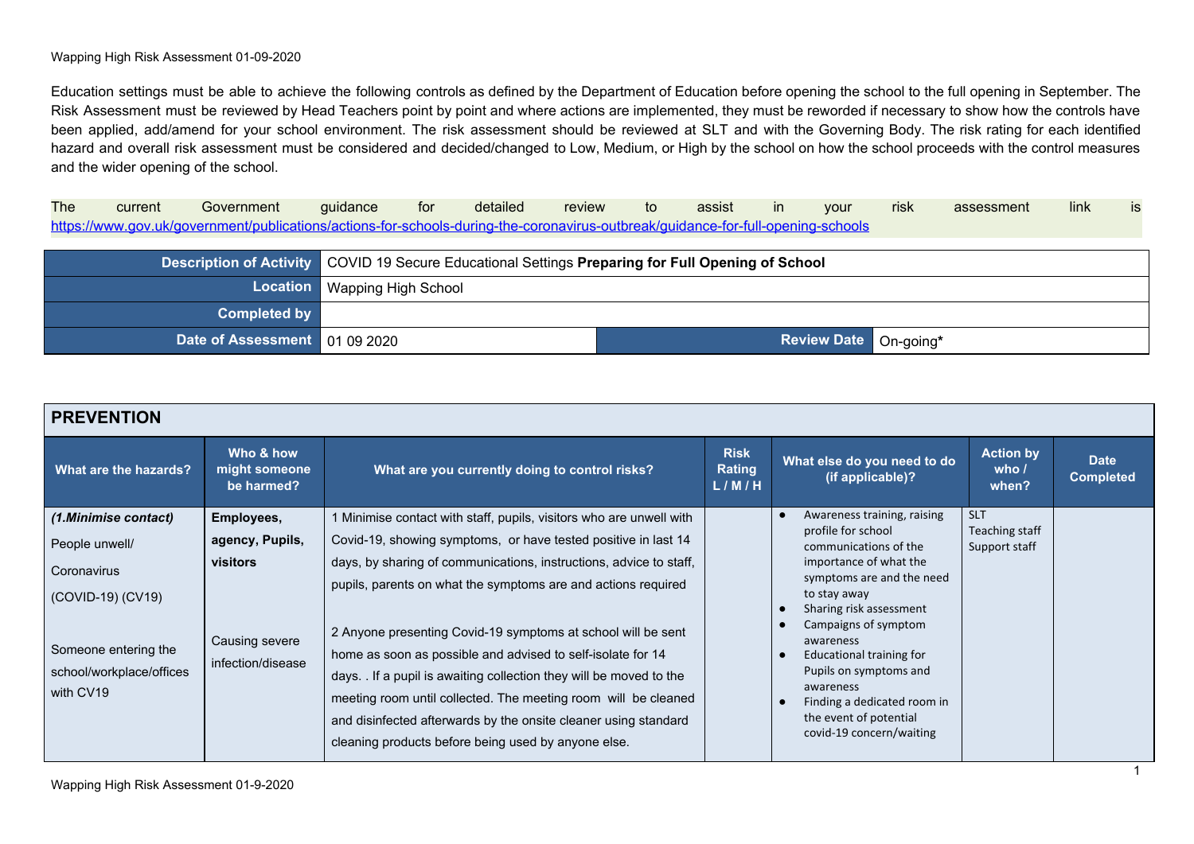Education settings must be able to achieve the following controls as defined by the Department of Education before opening the school to the full opening in September. The Risk Assessment must be reviewed by Head Teachers point by point and where actions are implemented, they must be reworded if necessary to show how the controls have been applied, add/amend for your school environment. The risk assessment should be reviewed at SLT and with the Governing Body. The risk rating for each identified hazard and overall risk assessment must be considered and decided/changed to Low, Medium, or High by the school on how the school proceeds with the control measures and the wider opening of the school.

The current Government guidance for detailed review to assist in your risk assessment link is https://www.gov.uk/government/publications/actions-for-schools-during-the-coronavirus-outbreak/guidance-for-full-opening-schools

| **Description of Activity** | COVID 19 Secure Educational Settings **Preparing for Full Opening of School** | | |
|---|---|---|---|
| **Location** | Wapping High School | | |
| **Completed by** | | | |
| **Date of Assessment** | 01 09 2020 | **Review Date** | On-going* |

## PREVENTION

| What are the hazards? | Who & how might someone be harmed? | What are you currently doing to control risks? | Risk Rating L / M / H | What else do you need to do (if applicable)? | Action by who / when? | Date Completed |
|---|---|---|---|---|---|---|
| ***(1.Minimise contact)***<br>People unwell/<br>Coronavirus<br>(COVID-19) (CV19)<br><br>Someone entering the school/workplace/offices with CV19 | **Employees, agency, Pupils, visitors**<br><br>Causing severe infection/disease | 1 Minimise contact with staff, pupils, visitors who are unwell with Covid-19, showing symptoms, or have tested positive in last 14 days, by sharing of communications, instructions, advice to staff, pupils, parents on what the symptoms are and actions required<br><br>2 Anyone presenting Covid-19 symptoms at school will be sent home as soon as possible and advised to self-isolate for 14 days. . If a pupil is awaiting collection they will be moved to the meeting room until collected. The meeting room will be cleaned and disinfected afterwards by the onsite cleaner using standard cleaning products before being used by anyone else. | | • Awareness training, raising profile for school communications of the importance of what the symptoms are and the need to stay away<br>• Sharing risk assessment<br>• Campaigns of symptom awareness<br>• Educational training for Pupils on symptoms and awareness<br>• Finding a dedicated room in the event of potential covid-19 concern/waiting | SLT<br>Teaching staff<br>Support staff | |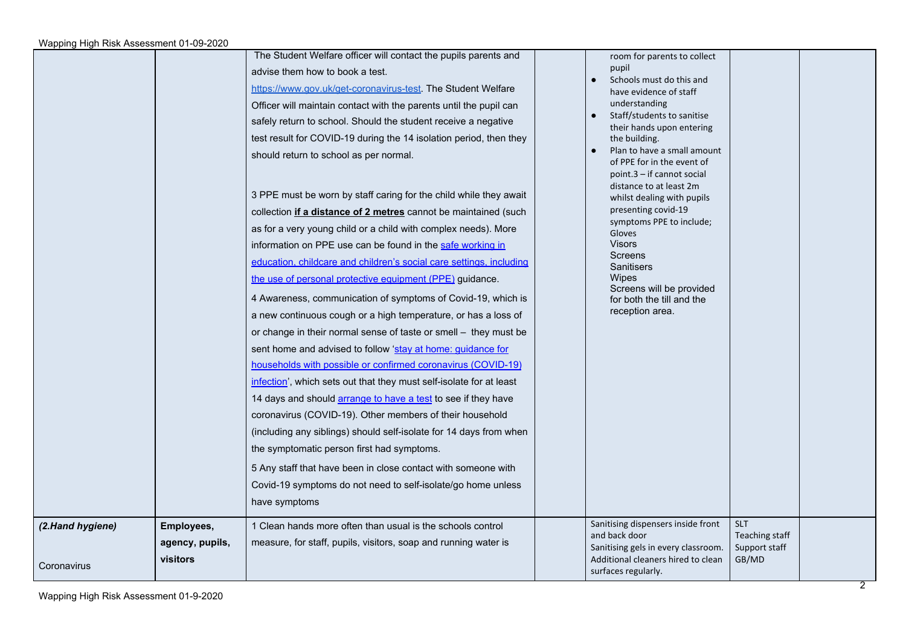| | | | | | | |
|---|---|---|---|---|---|---|
| | | The Student Welfare officer will contact the pupils parents and advise them how to book a test. https://www.gov.uk/get-coronavirus-test. The Student Welfare Officer will maintain contact with the parents until the pupil can safely return to school. Should the student receive a negative test result for COVID-19 during the 14 isolation period, then they should return to school as per normal.<br><br>3 PPE must be worn by staff caring for the child while they await collection **if a distance of 2 metres** cannot be maintained (such as for a very young child or a child with complex needs). More information on PPE use can be found in the safe working in education, childcare and children's social care settings, including the use of personal protective equipment (PPE) guidance.<br>4 Awareness, communication of symptoms of Covid-19, which is a new continuous cough or a high temperature, or has a loss of or change in their normal sense of taste or smell – they must be sent home and advised to follow 'stay at home: guidance for households with possible or confirmed coronavirus (COVID-19) infection', which sets out that they must self-isolate for at least 14 days and should arrange to have a test to see if they have coronavirus (COVID-19). Other members of their household (including any siblings) should self-isolate for 14 days from when the symptomatic person first had symptoms.<br>5 Any staff that have been in close contact with someone with Covid-19 symptoms do not need to self-isolate/go home unless have symptoms | | room for parents to collect pupil<br>● Schools must do this and have evidence of staff understanding<br>● Staff/students to sanitise their hands upon entering the building.<br>● Plan to have a small amount of PPE for in the event of point.3 – if cannot social distance to at least 2m whilst dealing with pupils presenting covid-19 symptoms PPE to include;<br>Gloves<br>Visors<br>Screens<br>Sanitisers<br>Wipes<br>Screens will be provided for both the till and the reception area. | | |
| *(2.Hand hygiene)*<br><br>Coronavirus | **Employees, agency, pupils, visitors** | 1 Clean hands more often than usual is the schools control measure, for staff, pupils, visitors, soap and running water is | | Sanitising dispensers inside front and back door<br>Sanitising gels in every classroom.<br>Additional cleaners hired to clean surfaces regularly. | SLT<br>Teaching staff<br>Support staff<br>GB/MD | |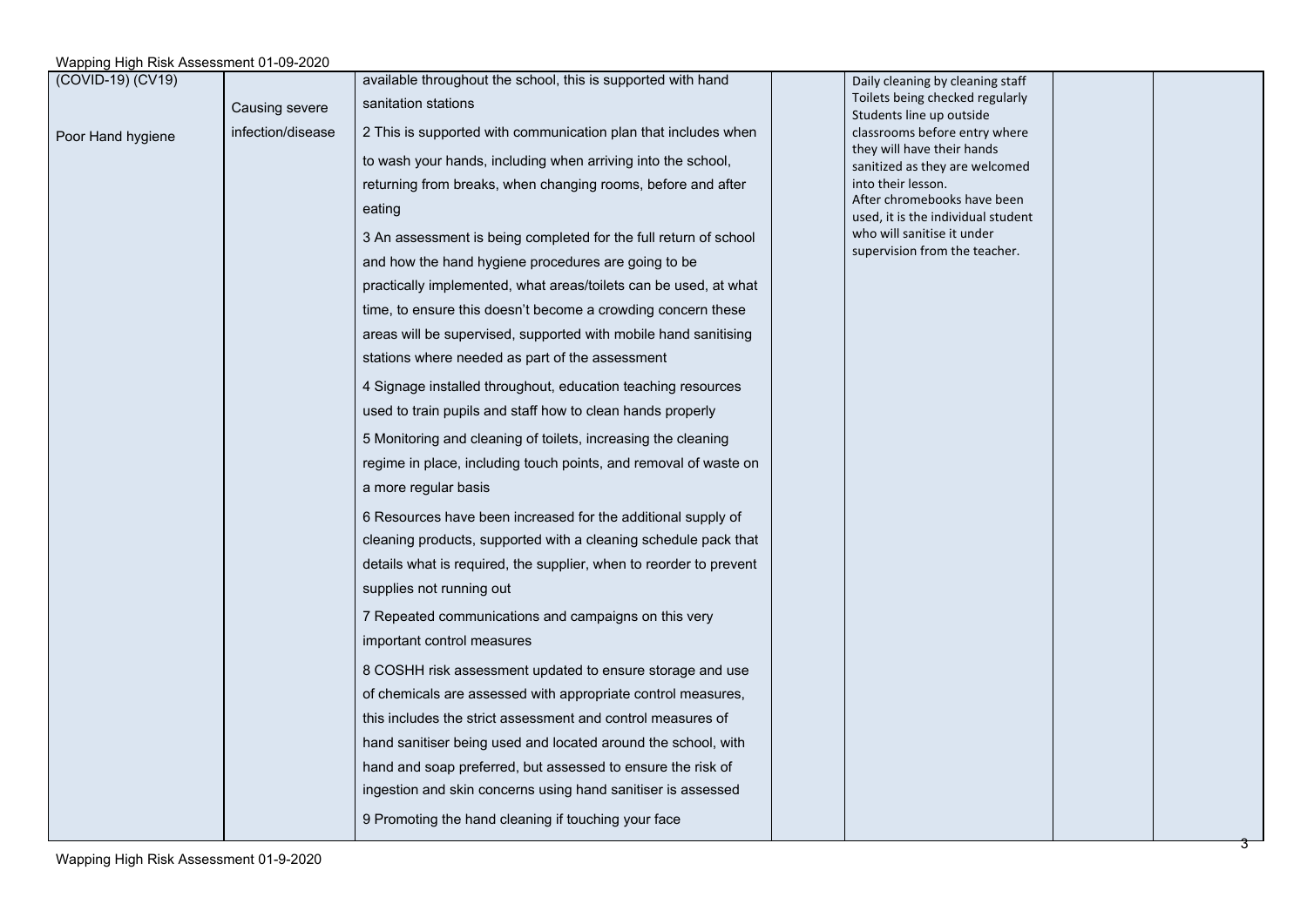| | | | | | | |
|---|---|---|---|---|---|---|
| (COVID-19) (CV19)<br><br>Poor Hand hygiene | Causing severe infection/disease | available throughout the school, this is supported with hand sanitation stations<br><br>2 This is supported with communication plan that includes when to wash your hands, including when arriving into the school, returning from breaks, when changing rooms, before and after eating<br><br>3 An assessment is being completed for the full return of school and how the hand hygiene procedures are going to be practically implemented, what areas/toilets can be used, at what time, to ensure this doesn't become a crowding concern these areas will be supervised, supported with mobile hand sanitising stations where needed as part of the assessment<br><br>4 Signage installed throughout, education teaching resources used to train pupils and staff how to clean hands properly<br><br>5 Monitoring and cleaning of toilets, increasing the cleaning regime in place, including touch points, and removal of waste on a more regular basis<br><br>6 Resources have been increased for the additional supply of cleaning products, supported with a cleaning schedule pack that details what is required, the supplier, when to reorder to prevent supplies not running out<br><br>7 Repeated communications and campaigns on this very important control measures<br><br>8 COSHH risk assessment updated to ensure storage and use of chemicals are assessed with appropriate control measures, this includes the strict assessment and control measures of hand sanitiser being used and located around the school, with hand and soap preferred, but assessed to ensure the risk of ingestion and skin concerns using hand sanitiser is assessed<br><br>9 Promoting the hand cleaning if touching your face | | Daily cleaning by cleaning staff<br>Toilets being checked regularly<br>Students line up outside classrooms before entry where they will have their hands sanitized as they are welcomed into their lesson.<br>After chromebooks have been used, it is the individual student who will sanitise it under supervision from the teacher. | | |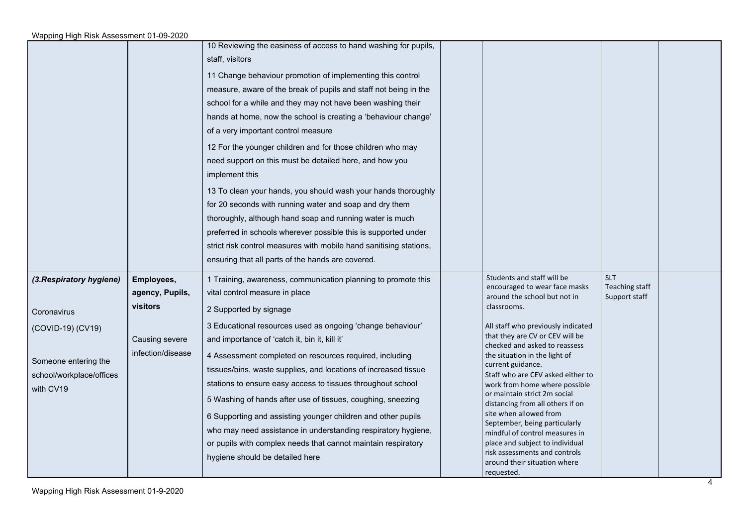| | | | | | | |
|---|---|---|---|---|---|---|
| | | 10 Reviewing the easiness of access to hand washing for pupils, staff, visitors<br><br>11 Change behaviour promotion of implementing this control measure, aware of the break of pupils and staff not being in the school for a while and they may not have been washing their hands at home, now the school is creating a 'behaviour change' of a very important control measure<br><br>12 For the younger children and for those children who may need support on this must be detailed here, and how you implement this<br><br>13 To clean your hands, you should wash your hands thoroughly for 20 seconds with running water and soap and dry them thoroughly, although hand soap and running water is much preferred in schools wherever possible this is supported under strict risk control measures with mobile hand sanitising stations, ensuring that all parts of the hands are covered. | | | | |
| ***(3.Respiratory hygiene)***<br><br>Coronavirus<br><br>(COVID-19) (CV19)<br><br>Someone entering the school/workplace/offices with CV19 | **Employees, agency, Pupils, visitors**<br><br>Causing severe infection/disease | 1 Training, awareness, communication planning to promote this vital control measure in place<br><br>2 Supported by signage<br><br>3 Educational resources used as ongoing 'change behaviour' and importance of 'catch it, bin it, kill it'<br><br>4 Assessment completed on resources required, including tissues/bins, waste supplies, and locations of increased tissue stations to ensure easy access to tissues throughout school<br><br>5 Washing of hands after use of tissues, coughing, sneezing<br><br>6 Supporting and assisting younger children and other pupils who may need assistance in understanding respiratory hygiene, or pupils with complex needs that cannot maintain respiratory hygiene should be detailed here | | Students and staff will be encouraged to wear face masks around the school but not in classrooms.<br><br>All staff who previously indicated that they are CV or CEV will be checked and asked to reassess the situation in the light of current guidance.<br>Staff who are CEV asked either to work from home where possible or maintain strict 2m social distancing from all others if on site when allowed from September, being particularly mindful of control measures in place and subject to individual risk assessments and controls around their situation where requested. | SLT<br>Teaching staff<br>Support staff | |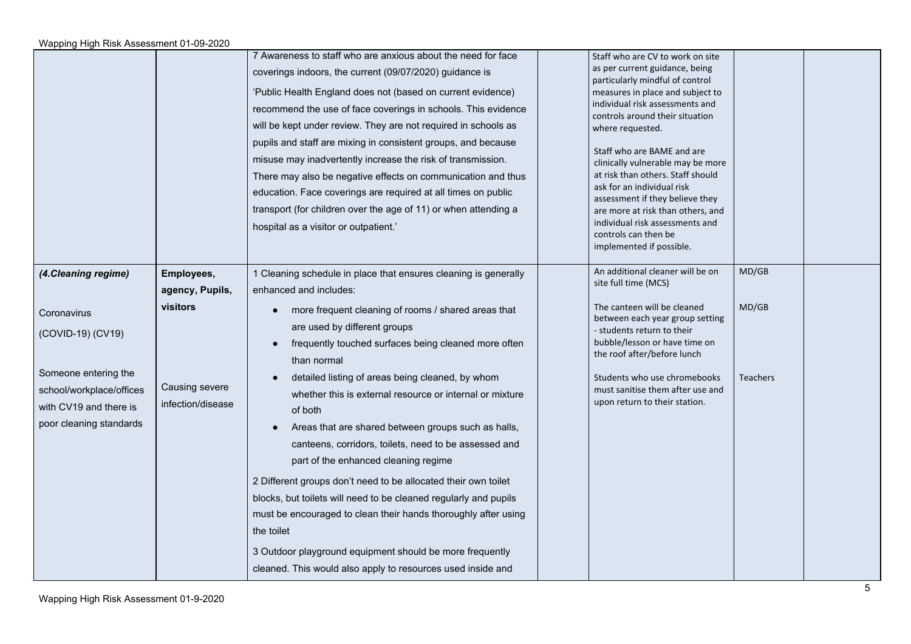| | | | | | | |
|---|---|---|---|---|---|---|
| | | 7 Awareness to staff who are anxious about the need for face coverings indoors, the current (09/07/2020) guidance is 'Public Health England does not (based on current evidence) recommend the use of face coverings in schools. This evidence will be kept under review. They are not required in schools as pupils and staff are mixing in consistent groups, and because misuse may inadvertently increase the risk of transmission. There may also be negative effects on communication and thus education. Face coverings are required at all times on public transport (for children over the age of 11) or when attending a hospital as a visitor or outpatient.' | | Staff who are CV to work on site as per current guidance, being particularly mindful of control measures in place and subject to individual risk assessments and controls around their situation where requested.<br><br>Staff who are BAME and are clinically vulnerable may be more at risk than others. Staff should ask for an individual risk assessment if they believe they are more at risk than others, and individual risk assessments and controls can then be implemented if possible. | | |
| ***(4.Cleaning regime)***<br><br>Coronavirus (COVID-19) (CV19)<br><br>Someone entering the school/workplace/offices with CV19 and there is poor cleaning standards | **Employees, agency, Pupils, visitors**<br><br>Causing severe infection/disease | 1 Cleaning schedule in place that ensures cleaning is generally enhanced and includes:<br>• more frequent cleaning of rooms / shared areas that are used by different groups<br>• frequently touched surfaces being cleaned more often than normal<br>• detailed listing of areas being cleaned, by whom whether this is external resource or internal or mixture of both<br>• Areas that are shared between groups such as halls, canteens, corridors, toilets, need to be assessed and part of the enhanced cleaning regime<br><br>2 Different groups don't need to be allocated their own toilet blocks, but toilets will need to be cleaned regularly and pupils must be encouraged to clean their hands thoroughly after using the toilet<br><br>3 Outdoor playground equipment should be more frequently cleaned. This would also apply to resources used inside and | | An additional cleaner will be on site full time (MCS)<br><br>The canteen will be cleaned between each year group setting - students return to their bubble/lesson or have time on the roof after/before lunch<br><br>Students who use chromebooks must sanitise them after use and upon return to their station. | MD/GB<br><br>MD/GB<br><br>Teachers | |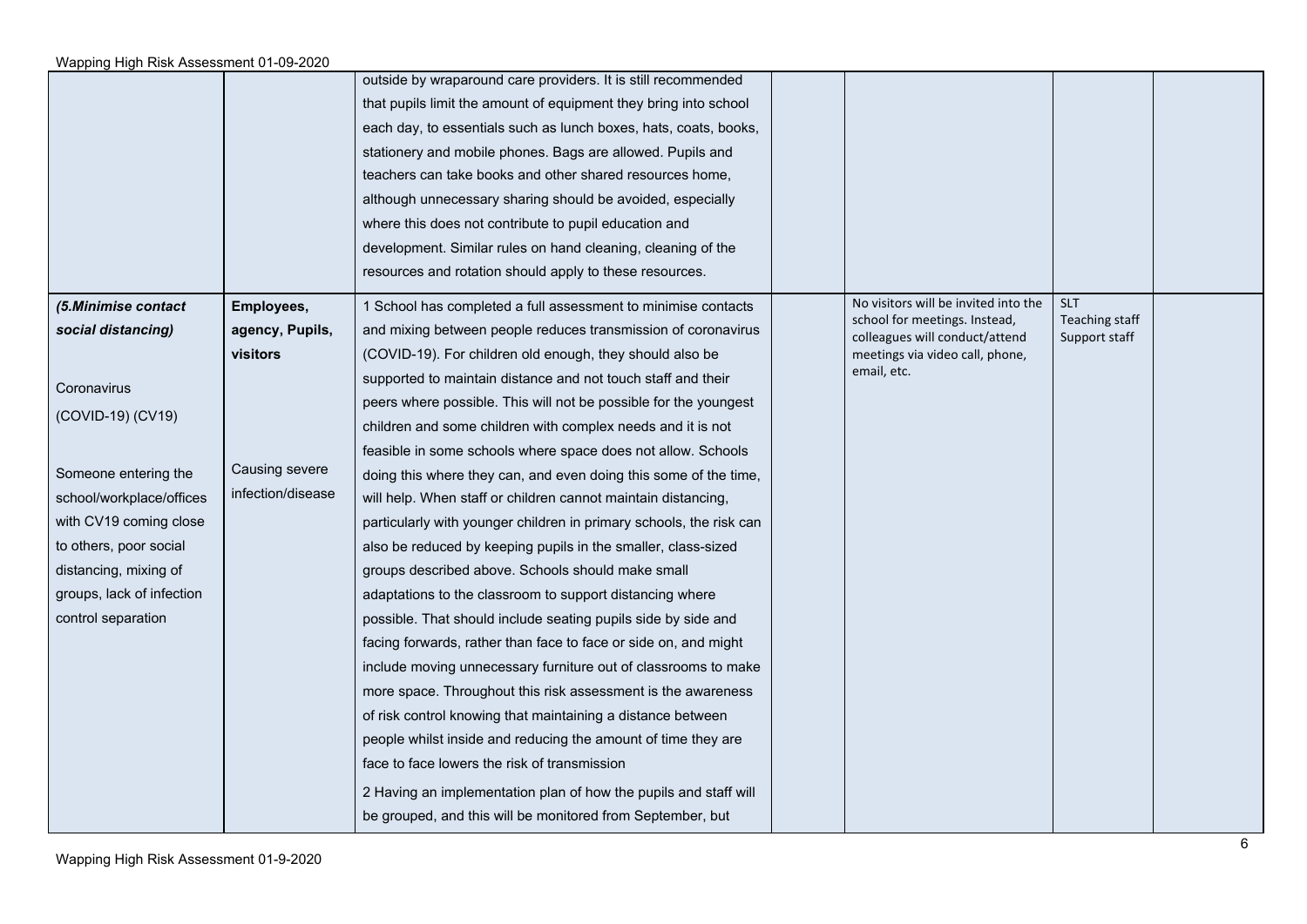| | | | | | | |
|---|---|---|---|---|---|---|
| | | outside by wraparound care providers. It is still recommended that pupils limit the amount of equipment they bring into school each day, to essentials such as lunch boxes, hats, coats, books, stationery and mobile phones. Bags are allowed. Pupils and teachers can take books and other shared resources home, although unnecessary sharing should be avoided, especially where this does not contribute to pupil education and development. Similar rules on hand cleaning, cleaning of the resources and rotation should apply to these resources. | | | | |
| ***(5.Minimise contact social distancing)***<br><br>Coronavirus (COVID-19) (CV19)<br><br>Someone entering the school/workplace/offices with CV19 coming close to others, poor social distancing, mixing of groups, lack of infection control separation | **Employees, agency, Pupils, visitors**<br><br>Causing severe infection/disease | 1 School has completed a full assessment to minimise contacts and mixing between people reduces transmission of coronavirus (COVID-19). For children old enough, they should also be supported to maintain distance and not touch staff and their peers where possible. This will not be possible for the youngest children and some children with complex needs and it is not feasible in some schools where space does not allow. Schools doing this where they can, and even doing this some of the time, will help. When staff or children cannot maintain distancing, particularly with younger children in primary schools, the risk can also be reduced by keeping pupils in the smaller, class-sized groups described above. Schools should make small adaptations to the classroom to support distancing where possible. That should include seating pupils side by side and facing forwards, rather than face to face or side on, and might include moving unnecessary furniture out of classrooms to make more space. Throughout this risk assessment is the awareness of risk control knowing that maintaining a distance between people whilst inside and reducing the amount of time they are face to face lowers the risk of transmission<br><br>2 Having an implementation plan of how the pupils and staff will be grouped, and this will be monitored from September, but | | No visitors will be invited into the school for meetings. Instead, colleagues will conduct/attend meetings via video call, phone, email, etc. | SLT<br>Teaching staff<br>Support staff | |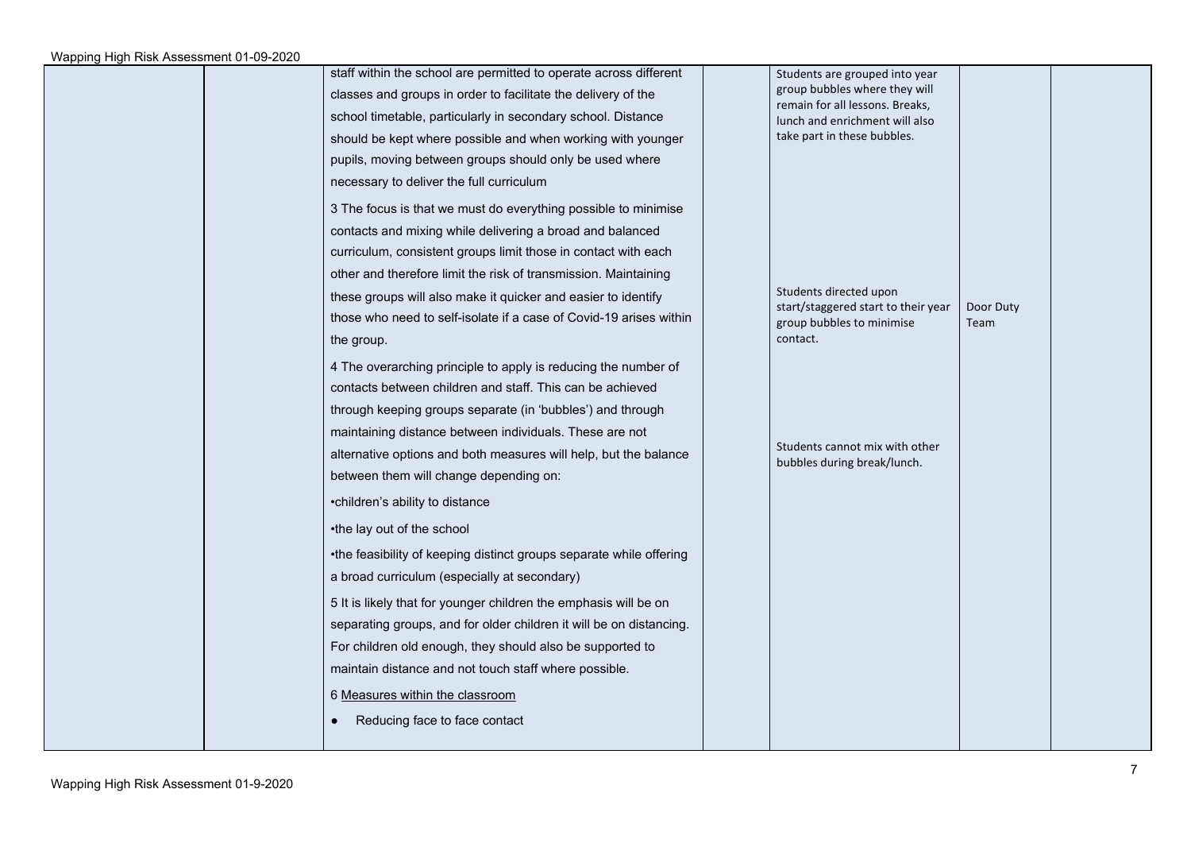| | | | | | | |
|---|---|---|---|---|---|---|
| | | staff within the school are permitted to operate across different classes and groups in order to facilitate the delivery of the school timetable, particularly in secondary school. Distance should be kept where possible and when working with younger pupils, moving between groups should only be used where necessary to deliver the full curriculum<br><br>3 The focus is that we must do everything possible to minimise contacts and mixing while delivering a broad and balanced curriculum, consistent groups limit those in contact with each other and therefore limit the risk of transmission. Maintaining these groups will also make it quicker and easier to identify those who need to self-isolate if a case of Covid-19 arises within the group.<br><br>4 The overarching principle to apply is reducing the number of contacts between children and staff. This can be achieved through keeping groups separate (in 'bubbles') and through maintaining distance between individuals. These are not alternative options and both measures will help, but the balance between them will change depending on:<br><br>•children's ability to distance<br><br>•the lay out of the school<br><br>•the feasibility of keeping distinct groups separate while offering a broad curriculum (especially at secondary)<br><br>5 It is likely that for younger children the emphasis will be on separating groups, and for older children it will be on distancing. For children old enough, they should also be supported to maintain distance and not touch staff where possible.<br><br>6 Measures within the classroom<br><br>● Reducing face to face contact | | Students are grouped into year group bubbles where they will remain for all lessons. Breaks, lunch and enrichment will also take part in these bubbles.<br><br>Students directed upon start/staggered start to their year group bubbles to minimise contact.<br><br>Students cannot mix with other bubbles during break/lunch. | Door Duty Team | |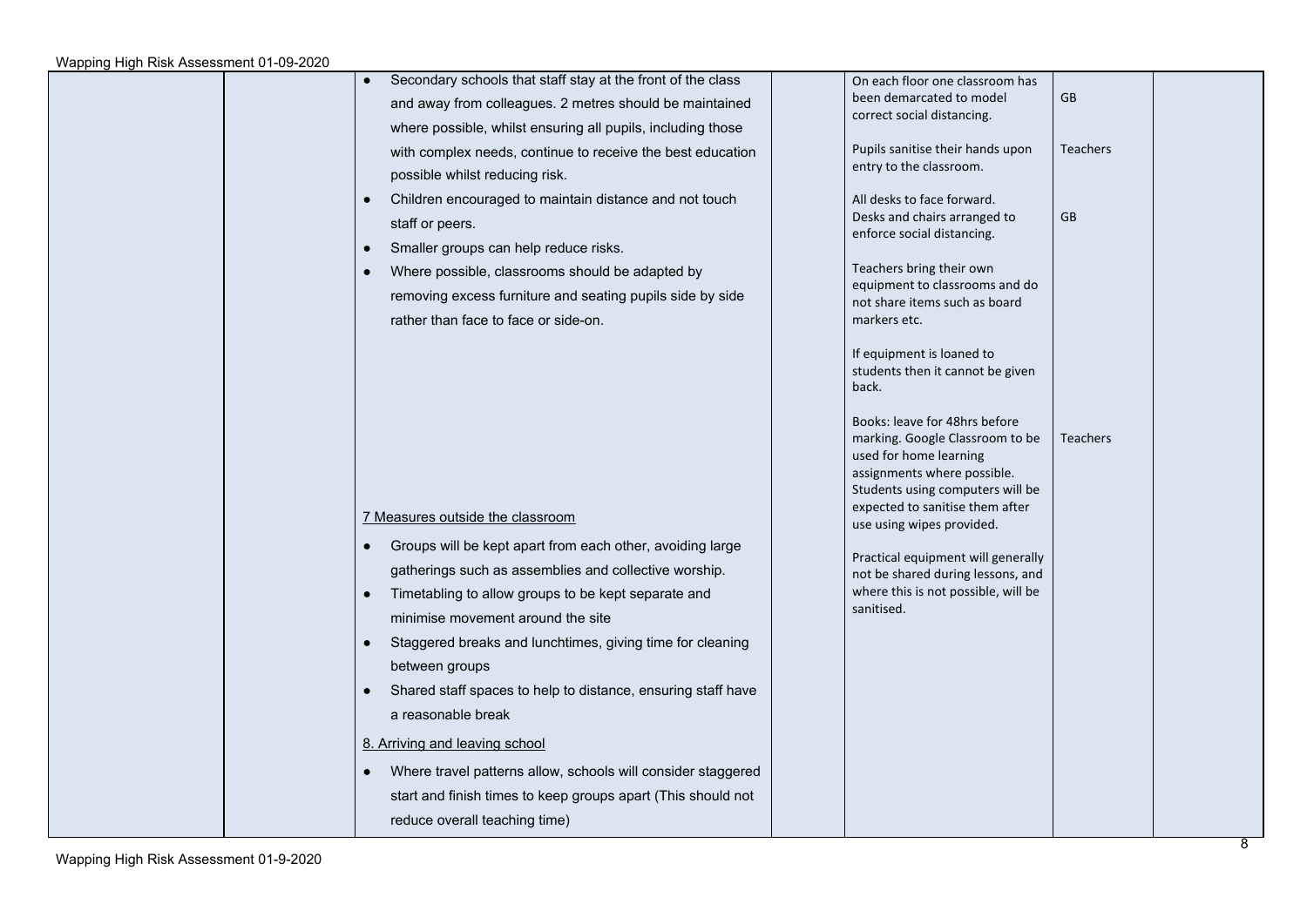| | | | | | | |
|---|---|---|---|---|---|---|
| | | • Secondary schools that staff stay at the front of the class and away from colleagues. 2 metres should be maintained where possible, whilst ensuring all pupils, including those with complex needs, continue to receive the best education possible whilst reducing risk.<br>• Children encouraged to maintain distance and not touch staff or peers.<br>• Smaller groups can help reduce risks.<br>• Where possible, classrooms should be adapted by removing excess furniture and seating pupils side by side rather than face to face or side-on.<br><br>7 Measures outside the classroom<br>• Groups will be kept apart from each other, avoiding large gatherings such as assemblies and collective worship.<br>• Timetabling to allow groups to be kept separate and minimise movement around the site<br>• Staggered breaks and lunchtimes, giving time for cleaning between groups<br>• Shared staff spaces to help to distance, ensuring staff have a reasonable break<br><br>8. Arriving and leaving school<br>• Where travel patterns allow, schools will consider staggered start and finish times to keep groups apart (This should not reduce overall teaching time) | | On each floor one classroom has been demarcated to model correct social distancing.<br><br>Pupils sanitise their hands upon entry to the classroom.<br><br>All desks to face forward.<br>Desks and chairs arranged to enforce social distancing.<br><br>Teachers bring their own equipment to classrooms and do not share items such as board markers etc.<br><br>If equipment is loaned to students then it cannot be given back.<br><br>Books: leave for 48hrs before marking. Google Classroom to be used for home learning assignments where possible. Students using computers will be expected to sanitise them after use using wipes provided.<br><br>Practical equipment will generally not be shared during lessons, and where this is not possible, will be sanitised. | GB<br><br>Teachers<br><br>GB<br><br>Teachers | |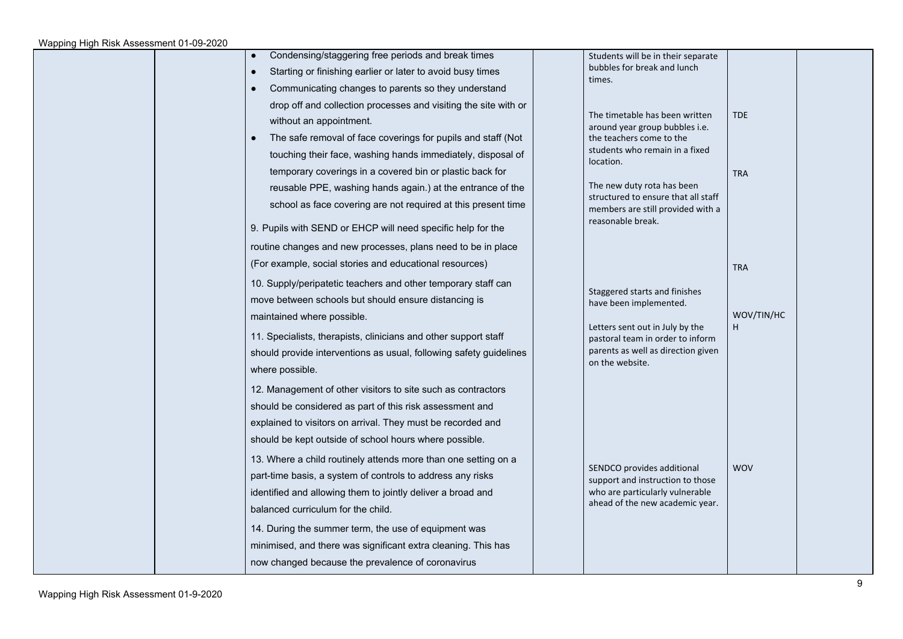| | | | | | | |
|---|---|---|---|---|---|---|
| | | • Condensing/staggering free periods and break times<br>• Starting or finishing earlier or later to avoid busy times<br>• Communicating changes to parents so they understand drop off and collection processes and visiting the site with or without an appointment.<br>• The safe removal of face coverings for pupils and staff (Not touching their face, washing hands immediately, disposal of temporary coverings in a covered bin or plastic back for reusable PPE, washing hands again.) at the entrance of the school as face covering are not required at this present time<br><br>9. Pupils with SEND or EHCP will need specific help for the routine changes and new processes, plans need to be in place (For example, social stories and educational resources)<br><br>10. Supply/peripatetic teachers and other temporary staff can move between schools but should ensure distancing is maintained where possible.<br><br>11. Specialists, therapists, clinicians and other support staff should provide interventions as usual, following safety guidelines where possible.<br><br>12. Management of other visitors to site such as contractors should be considered as part of this risk assessment and explained to visitors on arrival. They must be recorded and should be kept outside of school hours where possible.<br><br>13. Where a child routinely attends more than one setting on a part-time basis, a system of controls to address any risks identified and allowing them to jointly deliver a broad and balanced curriculum for the child.<br><br>14. During the summer term, the use of equipment was minimised, and there was significant extra cleaning. This has now changed because the prevalence of coronavirus | | Students will be in their separate bubbles for break and lunch times.<br><br>The timetable has been written around year group bubbles i.e. the teachers come to the students who remain in a fixed location.<br><br>The new duty rota has been structured to ensure that all staff members are still provided with a reasonable break.<br><br>Staggered starts and finishes have been implemented.<br><br>Letters sent out in July by the pastoral team in order to inform parents as well as direction given on the website.<br><br>SENDCO provides additional support and instruction to those who are particularly vulnerable ahead of the new academic year. | TDE<br><br>TRA<br><br>TRA<br><br>WOV/TIN/HCH<br><br>WOV | |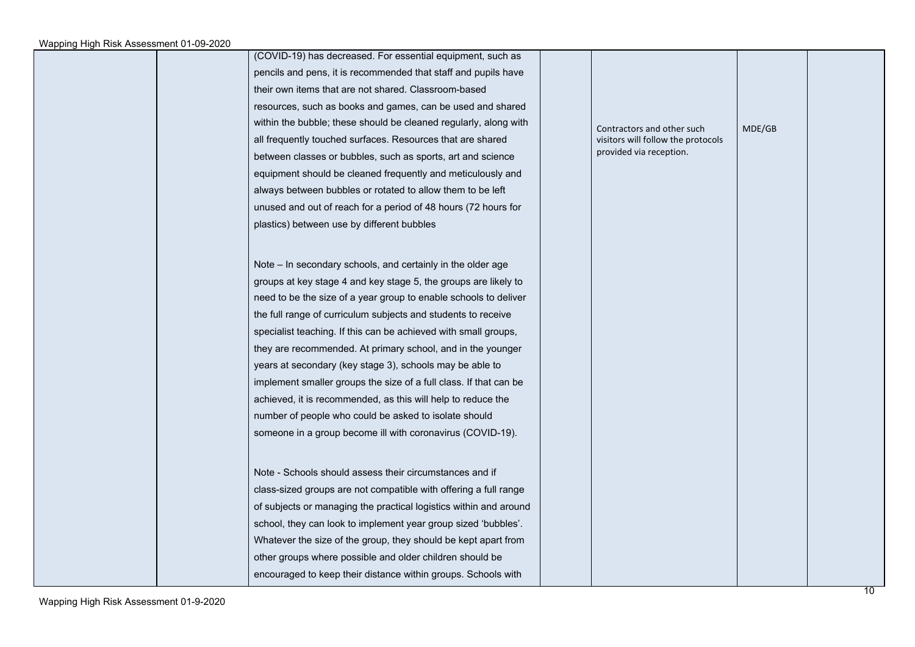| | | | | | | |
|---|---|---|---|---|---|---|
| | | (COVID-19) has decreased. For essential equipment, such as pencils and pens, it is recommended that staff and pupils have their own items that are not shared. Classroom-based resources, such as books and games, can be used and shared within the bubble; these should be cleaned regularly, along with all frequently touched surfaces. Resources that are shared between classes or bubbles, such as sports, art and science equipment should be cleaned frequently and meticulously and always between bubbles or rotated to allow them to be left unused and out of reach for a period of 48 hours (72 hours for plastics) between use by different bubbles<br><br>Note – In secondary schools, and certainly in the older age groups at key stage 4 and key stage 5, the groups are likely to need to be the size of a year group to enable schools to deliver the full range of curriculum subjects and students to receive specialist teaching. If this can be achieved with small groups, they are recommended. At primary school, and in the younger years at secondary (key stage 3), schools may be able to implement smaller groups the size of a full class. If that can be achieved, it is recommended, as this will help to reduce the number of people who could be asked to isolate should someone in a group become ill with coronavirus (COVID-19).<br><br>Note - Schools should assess their circumstances and if class-sized groups are not compatible with offering a full range of subjects or managing the practical logistics within and around school, they can look to implement year group sized 'bubbles'. Whatever the size of the group, they should be kept apart from other groups where possible and older children should be encouraged to keep their distance within groups. Schools with | | Contractors and other such visitors will follow the protocols provided via reception. | MDE/GB | |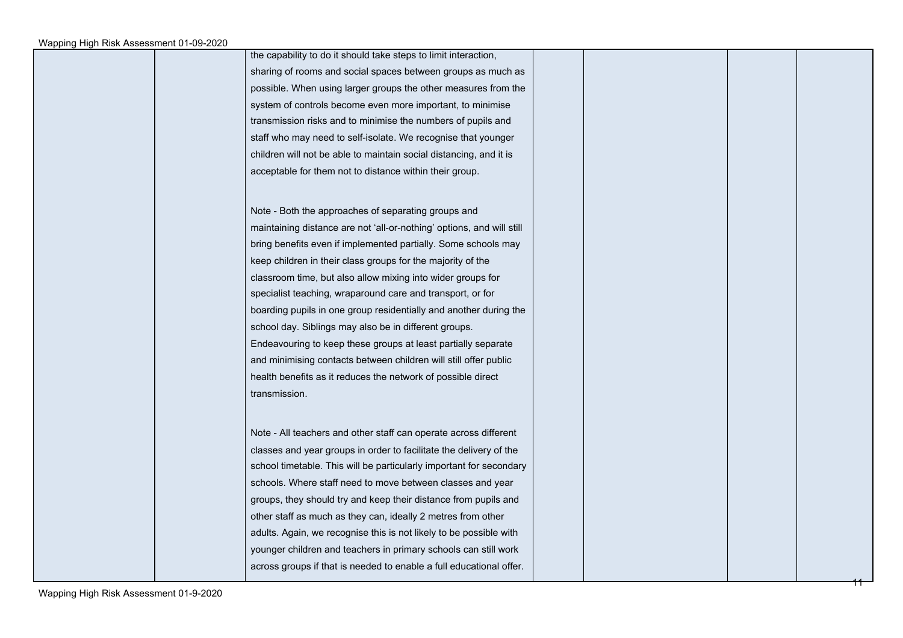| | | | | | | |
|---|---|---|---|---|---|---|
| | | the capability to do it should take steps to limit interaction, sharing of rooms and social spaces between groups as much as possible. When using larger groups the other measures from the system of controls become even more important, to minimise transmission risks and to minimise the numbers of pupils and staff who may need to self-isolate. We recognise that younger children will not be able to maintain social distancing, and it is acceptable for them not to distance within their group.<br><br>Note - Both the approaches of separating groups and maintaining distance are not 'all-or-nothing' options, and will still bring benefits even if implemented partially. Some schools may keep children in their class groups for the majority of the classroom time, but also allow mixing into wider groups for specialist teaching, wraparound care and transport, or for boarding pupils in one group residentially and another during the school day. Siblings may also be in different groups. Endeavouring to keep these groups at least partially separate and minimising contacts between children will still offer public health benefits as it reduces the network of possible direct transmission.<br><br>Note - All teachers and other staff can operate across different classes and year groups in order to facilitate the delivery of the school timetable. This will be particularly important for secondary schools. Where staff need to move between classes and year groups, they should try and keep their distance from pupils and other staff as much as they can, ideally 2 metres from other adults. Again, we recognise this is not likely to be possible with younger children and teachers in primary schools can still work across groups if that is needed to enable a full educational offer. | | | | |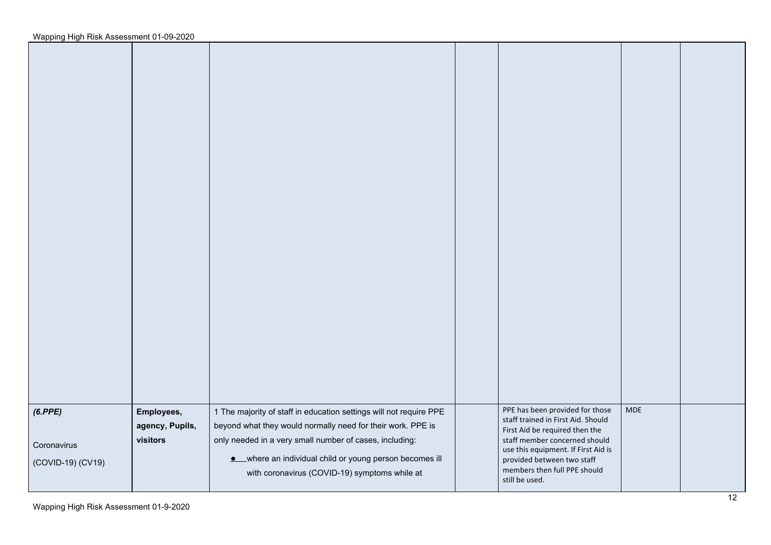|  |  |  |  |  |  |  |
|---|---|---|---|---|---|---|
|  |  |  |  |  |  |  |
| ***(6.PPE)***<br><br>Coronavirus<br><br>(COVID-19) (CV19) | **Employees, agency, Pupils, visitors** | 1 The majority of staff in education settings will not require PPE beyond what they would normally need for their work. PPE is only needed in a very small number of cases, including:<br><br>● where an individual child or young person becomes ill with coronavirus (COVID-19) symptoms while at |  | PPE has been provided for those staff trained in First Aid. Should First Aid be required then the staff member concerned should use this equipment. If First Aid is provided between two staff members then full PPE should still be used. | MDE |  |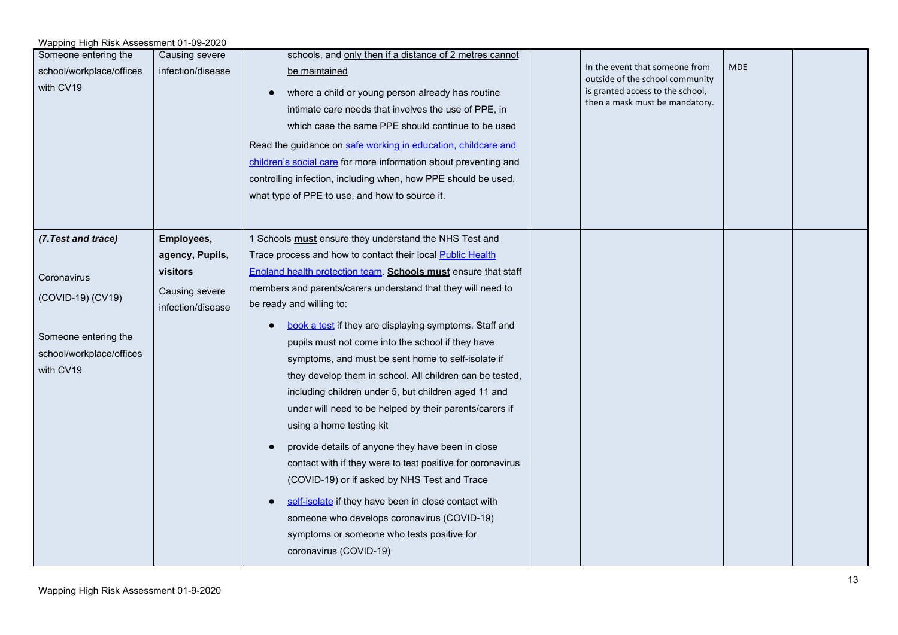| | | | | | | |
|---|---|---|---|---|---|---|
| Someone entering the school/workplace/offices with CV19 | Causing severe infection/disease | schools, and <u>only then if a distance of 2 metres cannot be maintained</u><br>• where a child or young person already has routine intimate care needs that involves the use of PPE, in which case the same PPE should continue to be used<br>Read the guidance on [safe working in education, childcare and children's social care]() for more information about preventing and controlling infection, including when, how PPE should be used, what type of PPE to use, and how to source it. | | In the event that someone from outside of the school community is granted access to the school, then a mask must be mandatory. | MDE | |
| ***(7.Test and trace)***<br><br>Coronavirus (COVID-19) (CV19)<br><br>Someone entering the school/workplace/offices with CV19 | **Employees, agency, Pupils, visitors**<br>Causing severe infection/disease | 1 Schools **<u>must</u>** ensure they understand the NHS Test and Trace process and how to contact their local [Public Health England health protection team](). **<u>Schools must</u>** ensure that staff members and parents/carers understand that they will need to be ready and willing to:<br>• [book a test]() if they are displaying symptoms. Staff and pupils must not come into the school if they have symptoms, and must be sent home to self-isolate if they develop them in school. All children can be tested, including children under 5, but children aged 11 and under will need to be helped by their parents/carers if using a home testing kit<br>• provide details of anyone they have been in close contact with if they were to test positive for coronavirus (COVID-19) or if asked by NHS Test and Trace<br>• [self-isolate]() if they have been in close contact with someone who develops coronavirus (COVID-19) symptoms or someone who tests positive for coronavirus (COVID-19) | | | | |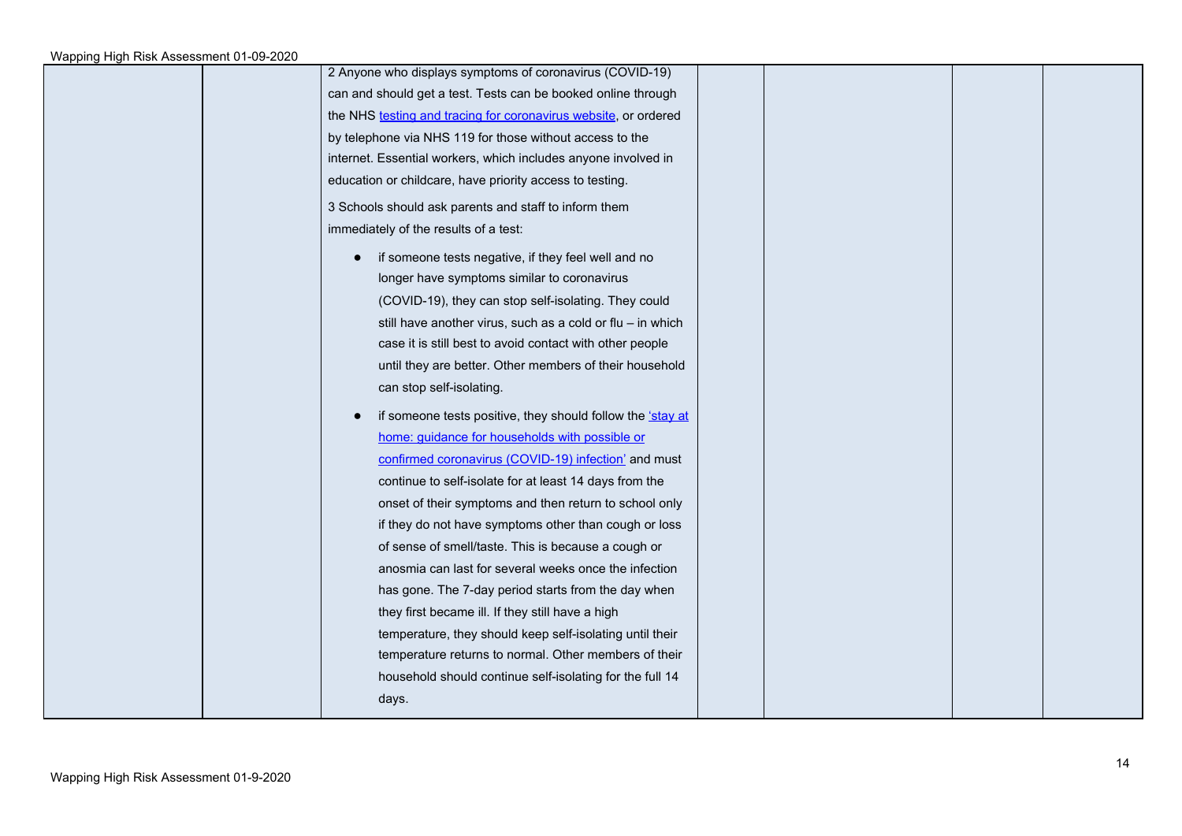| | | | | | | |
|---|---|---|---|---|---|---|
| | | 2 Anyone who displays symptoms of coronavirus (COVID-19) can and should get a test. Tests can be booked online through the NHS testing and tracing for coronavirus website, or ordered by telephone via NHS 119 for those without access to the internet. Essential workers, which includes anyone involved in education or childcare, have priority access to testing.<br><br>3 Schools should ask parents and staff to inform them immediately of the results of a test:<br><br>● if someone tests negative, if they feel well and no longer have symptoms similar to coronavirus (COVID-19), they can stop self-isolating. They could still have another virus, such as a cold or flu – in which case it is still best to avoid contact with other people until they are better. Other members of their household can stop self-isolating.<br><br>● if someone tests positive, they should follow the 'stay at home: guidance for households with possible or confirmed coronavirus (COVID-19) infection' and must continue to self-isolate for at least 14 days from the onset of their symptoms and then return to school only if they do not have symptoms other than cough or loss of sense of smell/taste. This is because a cough or anosmia can last for several weeks once the infection has gone. The 7-day period starts from the day when they first became ill. If they still have a high temperature, they should keep self-isolating until their temperature returns to normal. Other members of their household should continue self-isolating for the full 14 days. | | | | |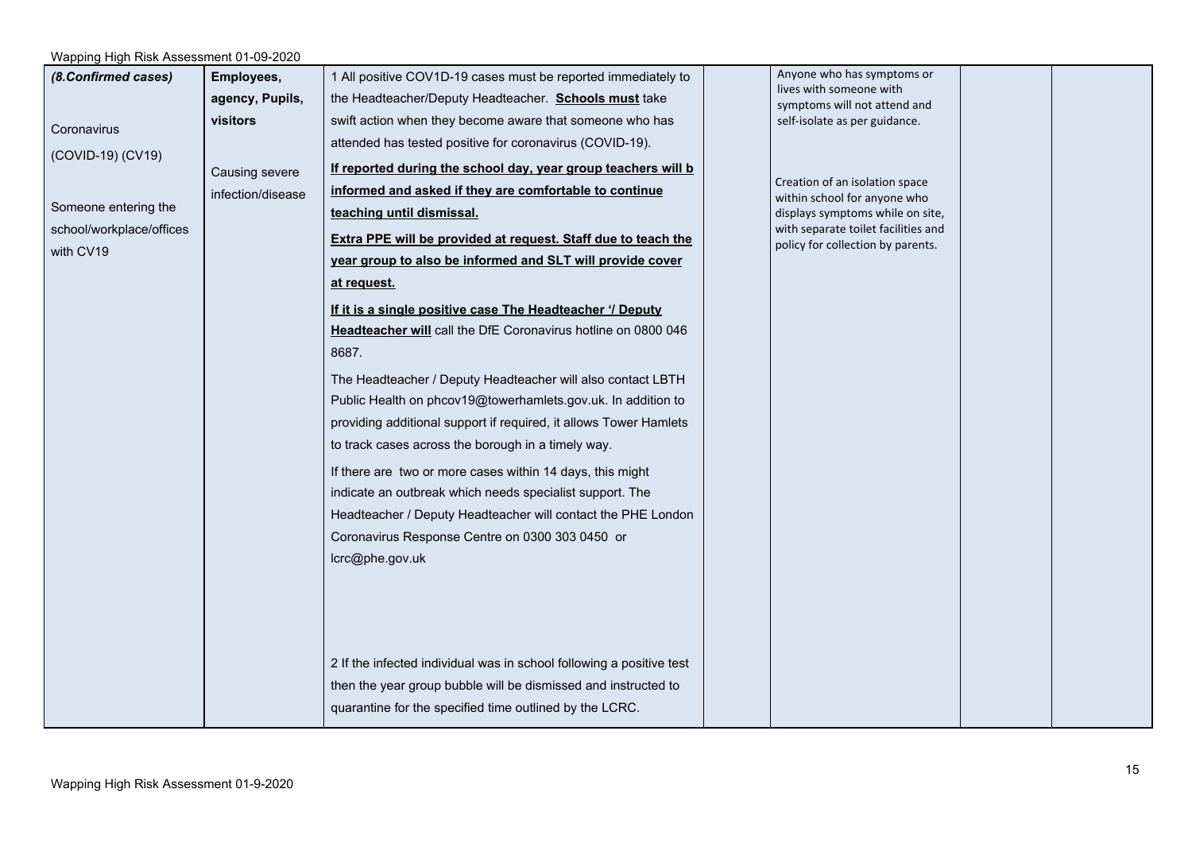| (8.Confirmed cases)<br><br>Coronavirus<br>(COVID-19) (CV19)<br><br>Someone entering the school/workplace/offices with CV19 | **Employees, agency, Pupils, visitors**<br><br>Causing severe infection/disease | 1 All positive COV1D-19 cases must be reported immediately to the Headteacher/Deputy Headteacher. **Schools must** take swift action when they become aware that someone who has attended has tested positive for coronavirus (COVID-19).<br><br>**If reported during the school day, year group teachers will b informed and asked if they are comfortable to continue teaching until dismissal.**<br><br>**Extra PPE will be provided at request. Staff due to teach the year group to also be informed and SLT will provide cover at request.**<br><br>**If it is a single positive case The Headteacher '/ Deputy Headteacher will** call the DfE Coronavirus hotline on 0800 046 8687.<br><br>The Headteacher / Deputy Headteacher will also contact LBTH Public Health on phcov19@towerhamlets.gov.uk. In addition to providing additional support if required, it allows Tower Hamlets to track cases across the borough in a timely way.<br><br>If there are two or more cases within 14 days, this might indicate an outbreak which needs specialist support. The Headteacher / Deputy Headteacher will contact the PHE London Coronavirus Response Centre on 0300 303 0450 or lcrc@phe.gov.uk<br><br>2 If the infected individual was in school following a positive test then the year group bubble will be dismissed and instructed to quarantine for the specified time outlined by the LCRC. | | Anyone who has symptoms or lives with someone with symptoms will not attend and self-isolate as per guidance.<br><br>Creation of an isolation space within school for anyone who displays symptoms while on site, with separate toilet facilities and policy for collection by parents. | | |
|---|---|---|---|---|---|---|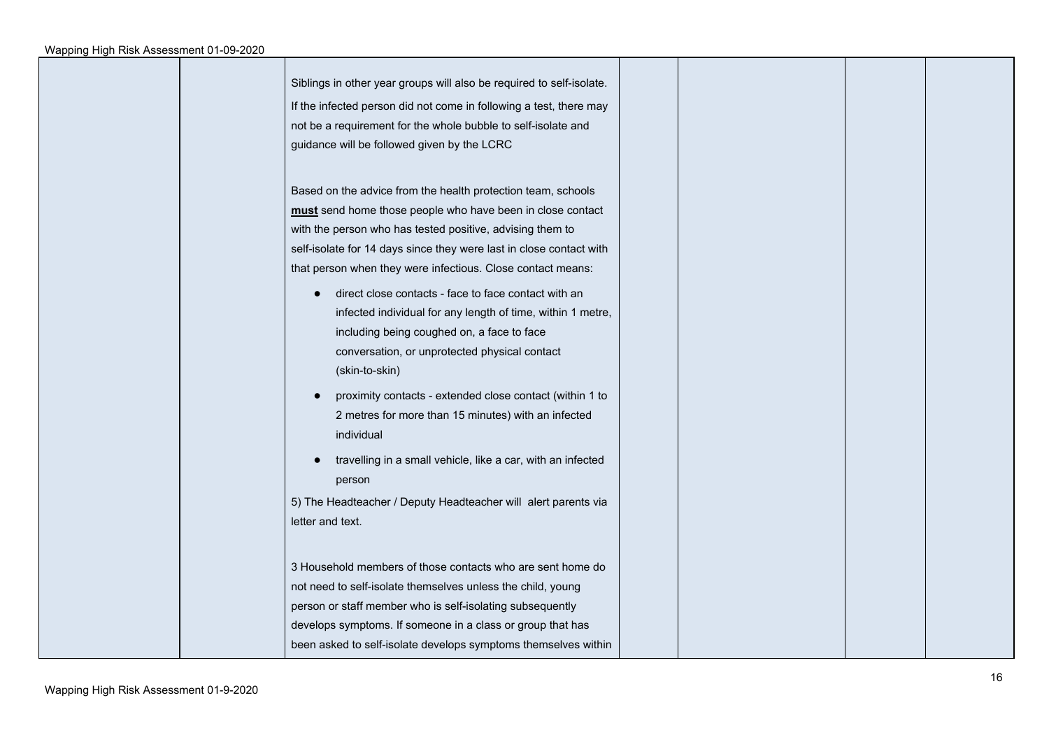| | | | | | | |
|---|---|---|---|---|---|---|
| | | Siblings in other year groups will also be required to self-isolate.<br>If the infected person did not come in following a test, there may not be a requirement for the whole bubble to self-isolate and guidance will be followed given by the LCRC<br><br>Based on the advice from the health protection team, schools **must** send home those people who have been in close contact with the person who has tested positive, advising them to self-isolate for 14 days since they were last in close contact with that person when they were infectious. Close contact means:<br>● direct close contacts - face to face contact with an infected individual for any length of time, within 1 metre, including being coughed on, a face to face conversation, or unprotected physical contact (skin-to-skin)<br>● proximity contacts - extended close contact (within 1 to 2 metres for more than 15 minutes) with an infected individual<br>● travelling in a small vehicle, like a car, with an infected person<br>5) The Headteacher / Deputy Headteacher will alert parents via letter and text.<br><br>3 Household members of those contacts who are sent home do not need to self-isolate themselves unless the child, young person or staff member who is self-isolating subsequently develops symptoms. If someone in a class or group that has been asked to self-isolate develops symptoms themselves within | | | | |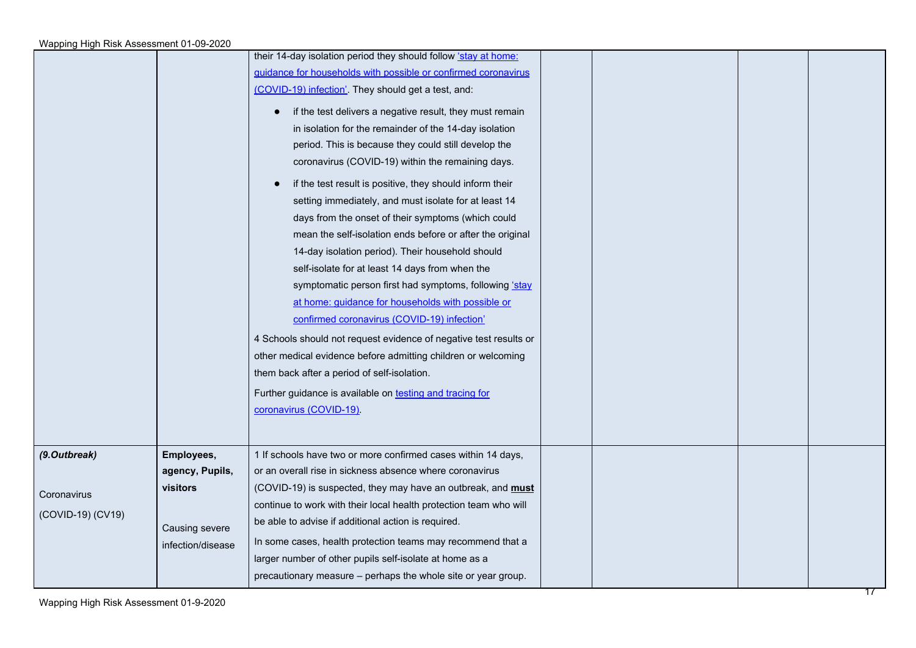| | | | | | | |
|---|---|---|---|---|---|---|
| | | their 14-day isolation period they should follow 'stay at home: guidance for households with possible or confirmed coronavirus (COVID-19) infection'. They should get a test, and:<br>● if the test delivers a negative result, they must remain in isolation for the remainder of the 14-day isolation period. This is because they could still develop the coronavirus (COVID-19) within the remaining days.<br>● if the test result is positive, they should inform their setting immediately, and must isolate for at least 14 days from the onset of their symptoms (which could mean the self-isolation ends before or after the original 14-day isolation period). Their household should self-isolate for at least 14 days from when the symptomatic person first had symptoms, following 'stay at home: guidance for households with possible or confirmed coronavirus (COVID-19) infection'<br>4 Schools should not request evidence of negative test results or other medical evidence before admitting children or welcoming them back after a period of self-isolation.<br>Further guidance is available on testing and tracing for coronavirus (COVID-19). | | | | |
| ***(9.Outbreak)***<br><br>Coronavirus<br>(COVID-19) (CV19) | **Employees, agency, Pupils, visitors**<br><br>Causing severe infection/disease | 1 If schools have two or more confirmed cases within 14 days, or an overall rise in sickness absence where coronavirus (COVID-19) is suspected, they may have an outbreak, and **must** continue to work with their local health protection team who will be able to advise if additional action is required.<br>In some cases, health protection teams may recommend that a larger number of other pupils self-isolate at home as a precautionary measure – perhaps the whole site or year group. | | | | |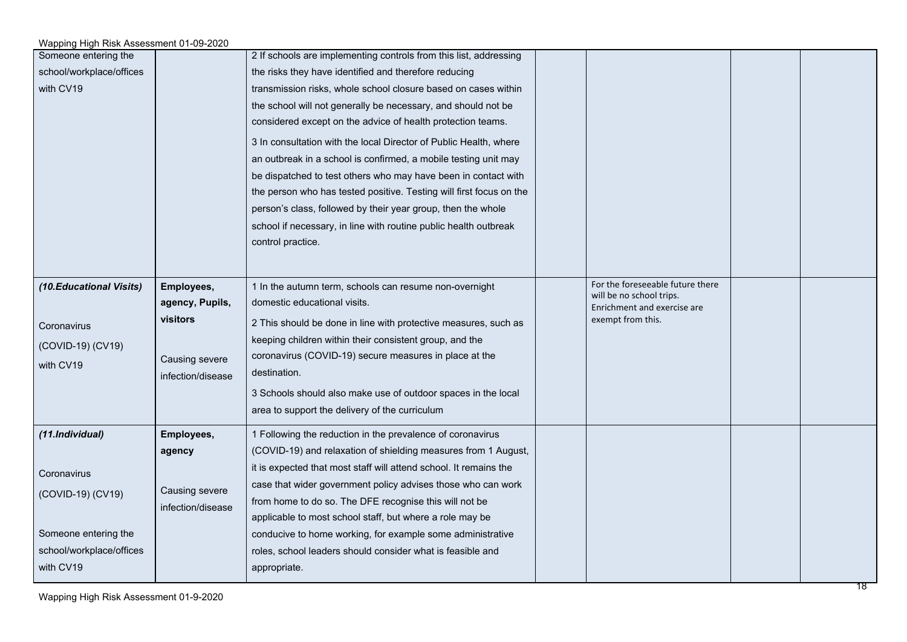| | | | | | | |
|---|---|---|---|---|---|---|
| Someone entering the school/workplace/offices with CV19 | | 2 If schools are implementing controls from this list, addressing the risks they have identified and therefore reducing transmission risks, whole school closure based on cases within the school will not generally be necessary, and should not be considered except on the advice of health protection teams.<br><br>3 In consultation with the local Director of Public Health, where an outbreak in a school is confirmed, a mobile testing unit may be dispatched to test others who may have been in contact with the person who has tested positive. Testing will first focus on the person's class, followed by their year group, then the whole school if necessary, in line with routine public health outbreak control practice. | | | | |
| ***(10.Educational Visits)***<br><br>Coronavirus (COVID-19) (CV19) with CV19 | **Employees, agency, Pupils, visitors**<br><br>Causing severe infection/disease | 1 In the autumn term, schools can resume non-overnight domestic educational visits.<br><br>2 This should be done in line with protective measures, such as keeping children within their consistent group, and the coronavirus (COVID-19) secure measures in place at the destination.<br><br>3 Schools should also make use of outdoor spaces in the local area to support the delivery of the curriculum | | For the foreseeable future there will be no school trips. Enrichment and exercise are exempt from this. | | |
| ***(11.Individual)***<br><br>Coronavirus (COVID-19) (CV19)<br><br>Someone entering the school/workplace/offices with CV19 | **Employees, agency**<br><br>Causing severe infection/disease | 1 Following the reduction in the prevalence of coronavirus (COVID-19) and relaxation of shielding measures from 1 August, it is expected that most staff will attend school. It remains the case that wider government policy advises those who can work from home to do so. The DFE recognise this will not be applicable to most school staff, but where a role may be conducive to home working, for example some administrative roles, school leaders should consider what is feasible and appropriate. | | | | |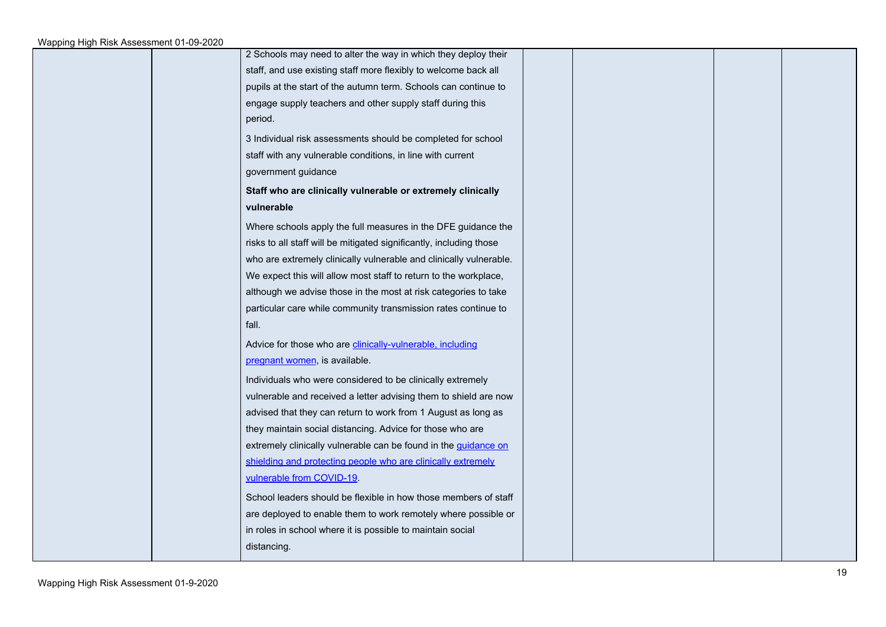| | | | | | | |
|---|---|---|---|---|---|---|
| | | 2 Schools may need to alter the way in which they deploy their staff, and use existing staff more flexibly to welcome back all pupils at the start of the autumn term. Schools can continue to engage supply teachers and other supply staff during this period.<br><br>3 Individual risk assessments should be completed for school staff with any vulnerable conditions, in line with current government guidance<br><br>**Staff who are clinically vulnerable or extremely clinically vulnerable**<br><br>Where schools apply the full measures in the DFE guidance the risks to all staff will be mitigated significantly, including those who are extremely clinically vulnerable and clinically vulnerable. We expect this will allow most staff to return to the workplace, although we advise those in the most at risk categories to take particular care while community transmission rates continue to fall.<br><br>Advice for those who are clinically-vulnerable, including pregnant women, is available.<br><br>Individuals who were considered to be clinically extremely vulnerable and received a letter advising them to shield are now advised that they can return to work from 1 August as long as they maintain social distancing. Advice for those who are extremely clinically vulnerable can be found in the guidance on shielding and protecting people who are clinically extremely vulnerable from COVID-19.<br><br>School leaders should be flexible in how those members of staff are deployed to enable them to work remotely where possible or in roles in school where it is possible to maintain social distancing. | | | | |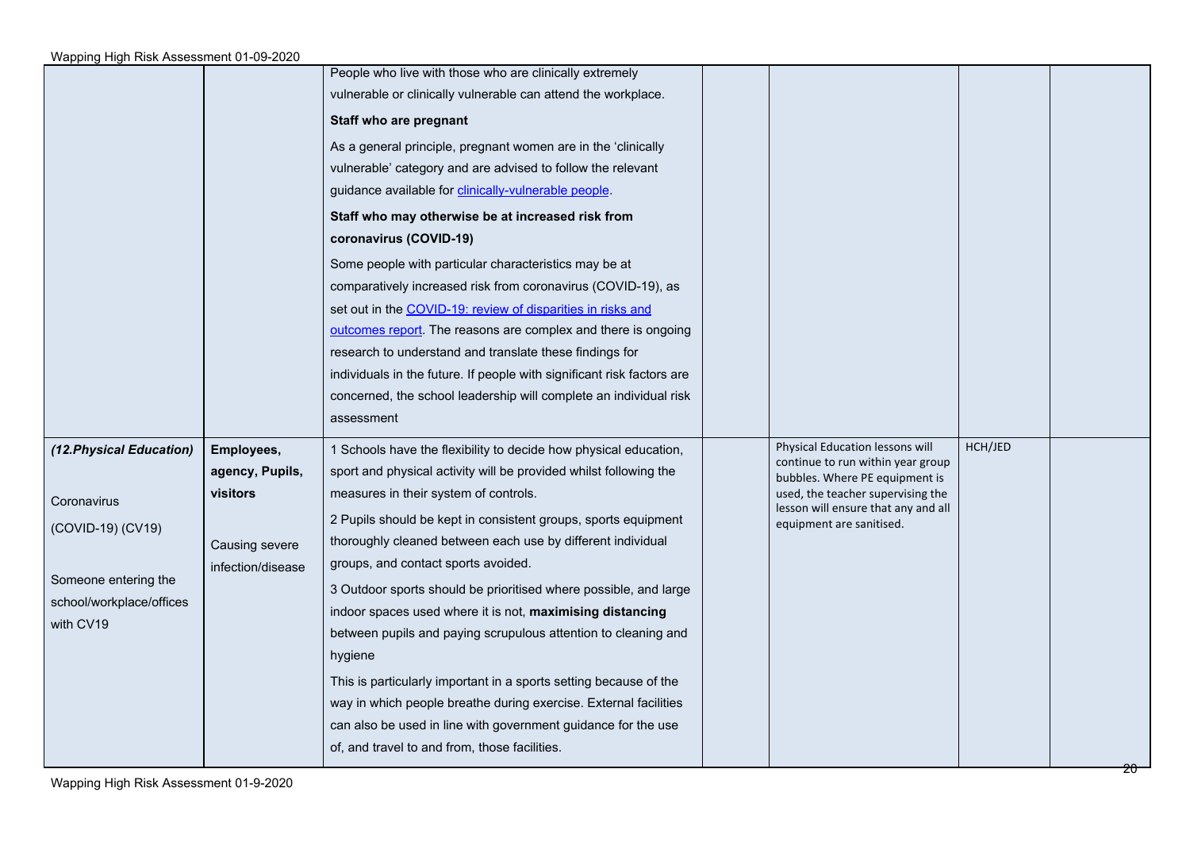| | | | | | | |
|---|---|---|---|---|---|---|
| | | People who live with those who are clinically extremely vulnerable or clinically vulnerable can attend the workplace.<br>**Staff who are pregnant**<br>As a general principle, pregnant women are in the 'clinically vulnerable' category and are advised to follow the relevant guidance available for [clinically-vulnerable people](clinically-vulnerable people).<br>**Staff who may otherwise be at increased risk from coronavirus (COVID-19)**<br>Some people with particular characteristics may be at comparatively increased risk from coronavirus (COVID-19), as set out in the [COVID-19: review of disparities in risks and outcomes report](COVID-19: review of disparities in risks and outcomes report). The reasons are complex and there is ongoing research to understand and translate these findings for individuals in the future. If people with significant risk factors are concerned, the school leadership will complete an individual risk assessment | | | | |
| *(12.Physical Education)*<br><br>Coronavirus (COVID-19) (CV19)<br><br>Someone entering the school/workplace/offices with CV19 | **Employees, agency, Pupils, visitors**<br><br>Causing severe infection/disease | 1 Schools have the flexibility to decide how physical education, sport and physical activity will be provided whilst following the measures in their system of controls.<br>2 Pupils should be kept in consistent groups, sports equipment thoroughly cleaned between each use by different individual groups, and contact sports avoided.<br>3 Outdoor sports should be prioritised where possible, and large indoor spaces used where it is not, **maximising distancing** between pupils and paying scrupulous attention to cleaning and hygiene<br>This is particularly important in a sports setting because of the way in which people breathe during exercise. External facilities can also be used in line with government guidance for the use of, and travel to and from, those facilities. | | Physical Education lessons will continue to run within year group bubbles. Where PE equipment is used, the teacher supervising the lesson will ensure that any and all equipment are sanitised. | HCH/JED | |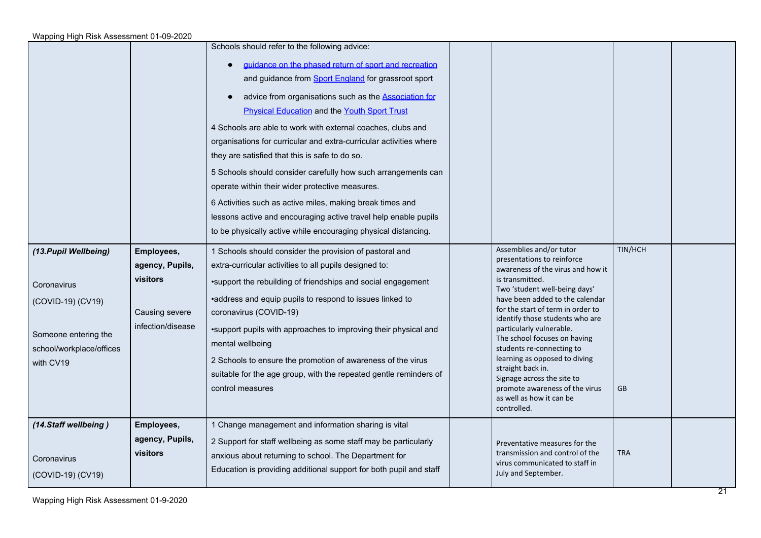| | | | | | | |
|---|---|---|---|---|---|---|
| | | Schools should refer to the following advice:<br>• guidance on the phased return of sport and recreation and guidance from Sport England for grassroot sport<br>• advice from organisations such as the Association for Physical Education and the Youth Sport Trust<br>4 Schools are able to work with external coaches, clubs and organisations for curricular and extra-curricular activities where they are satisfied that this is safe to do so.<br>5 Schools should consider carefully how such arrangements can operate within their wider protective measures.<br>6 Activities such as active miles, making break times and lessons active and encouraging active travel help enable pupils to be physically active while encouraging physical distancing. | | | | |
| ***(13.Pupil Wellbeing)***<br><br>Coronavirus<br>(COVID-19) (CV19)<br><br>Someone entering the school/workplace/offices with CV19 | **Employees, agency, Pupils, visitors**<br><br>Causing severe infection/disease | 1 Schools should consider the provision of pastoral and extra-curricular activities to all pupils designed to:<br>•support the rebuilding of friendships and social engagement<br>•address and equip pupils to respond to issues linked to coronavirus (COVID-19)<br>•support pupils with approaches to improving their physical and mental wellbeing<br>2 Schools to ensure the promotion of awareness of the virus suitable for the age group, with the repeated gentle reminders of control measures | | Assemblies and/or tutor presentations to reinforce awareness of the virus and how it is transmitted.<br>Two 'student well-being days' have been added to the calendar for the start of term in order to identify those students who are particularly vulnerable.<br>The school focuses on having students re-connecting to learning as opposed to diving straight back in.<br>Signage across the site to promote awareness of the virus as well as how it can be controlled. | TIN/HCH<br><br><br><br><br><br><br><br>GB | |
| ***(14.Staff wellbeing )***<br><br>Coronavirus<br>(COVID-19) (CV19) | **Employees, agency, Pupils, visitors** | 1 Change management and information sharing is vital<br>2 Support for staff wellbeing as some staff may be particularly anxious about returning to school. The Department for Education is providing additional support for both pupil and staff | | Preventative measures for the transmission and control of the virus communicated to staff in July and September. | TRA | |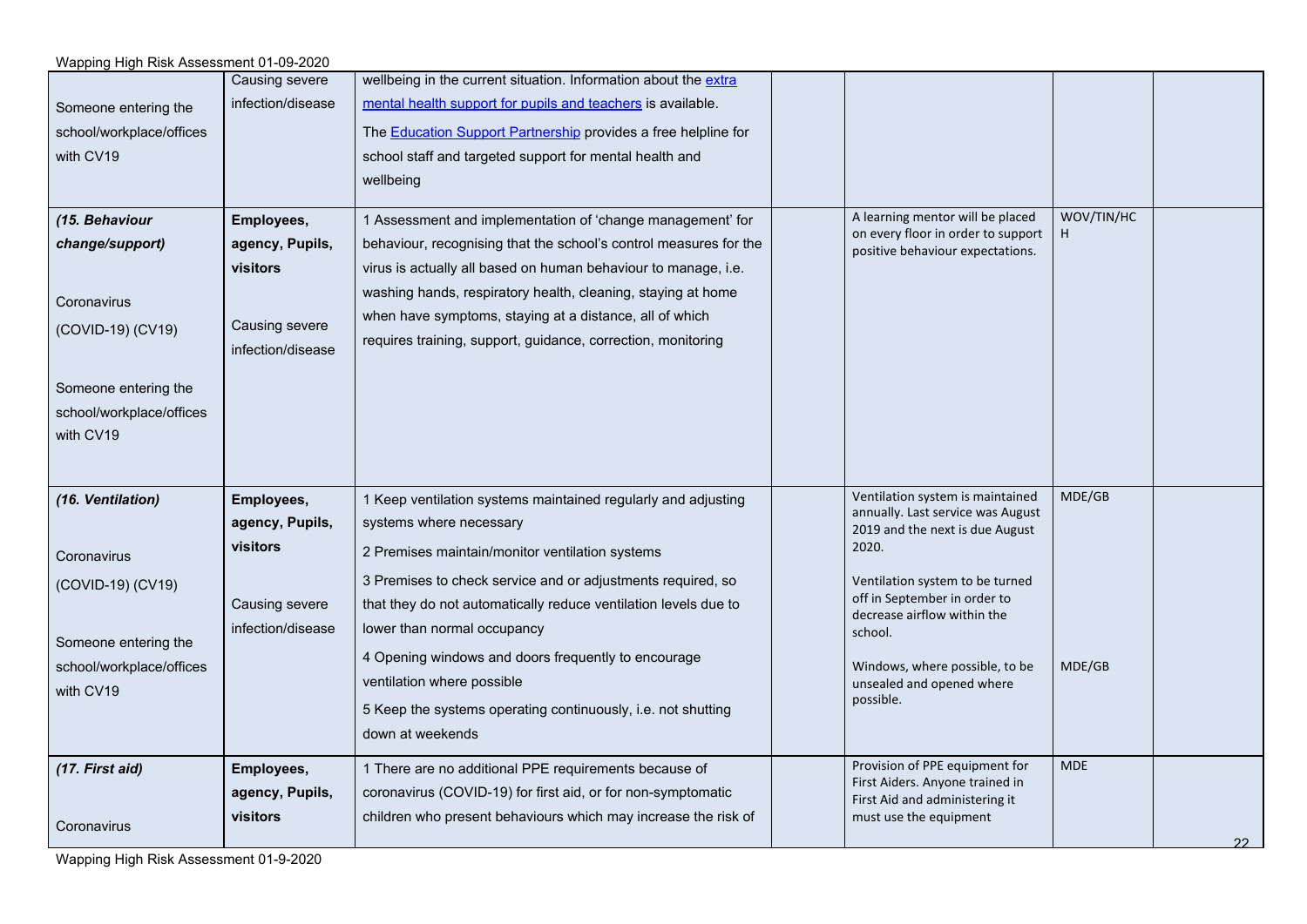| | | | | | | |
|---|---|---|---|---|---|---|
| Someone entering the school/workplace/offices with CV19 | Causing severe infection/disease | wellbeing in the current situation. Information about the extra mental health support for pupils and teachers is available. The Education Support Partnership provides a free helpline for school staff and targeted support for mental health and wellbeing | | | | |
| ***(15. Behaviour change/support)*** Coronavirus (COVID-19) (CV19) Someone entering the school/workplace/offices with CV19 | **Employees, agency, Pupils, visitors** Causing severe infection/disease | 1 Assessment and implementation of 'change management' for behaviour, recognising that the school's control measures for the virus is actually all based on human behaviour to manage, i.e. washing hands, respiratory health, cleaning, staying at home when have symptoms, staying at a distance, all of which requires training, support, guidance, correction, monitoring | | A learning mentor will be placed on every floor in order to support positive behaviour expectations. | WOV/TIN/HCH | |
| ***(16. Ventilation)*** Coronavirus (COVID-19) (CV19) Someone entering the school/workplace/offices with CV19 | **Employees, agency, Pupils, visitors** Causing severe infection/disease | 1 Keep ventilation systems maintained regularly and adjusting systems where necessary 2 Premises maintain/monitor ventilation systems 3 Premises to check service and or adjustments required, so that they do not automatically reduce ventilation levels due to lower than normal occupancy 4 Opening windows and doors frequently to encourage ventilation where possible 5 Keep the systems operating continuously, i.e. not shutting down at weekends | | Ventilation system is maintained annually. Last service was August 2019 and the next is due August 2020. Ventilation system to be turned off in September in order to decrease airflow within the school. Windows, where possible, to be unsealed and opened where possible. | MDE/GB MDE/GB | |
| ***(17. First aid)*** Coronavirus | **Employees, agency, Pupils, visitors** | 1 There are no additional PPE requirements because of coronavirus (COVID-19) for first aid, or for non-symptomatic children who present behaviours which may increase the risk of | | Provision of PPE equipment for First Aiders. Anyone trained in First Aid and administering it must use the equipment | MDE | |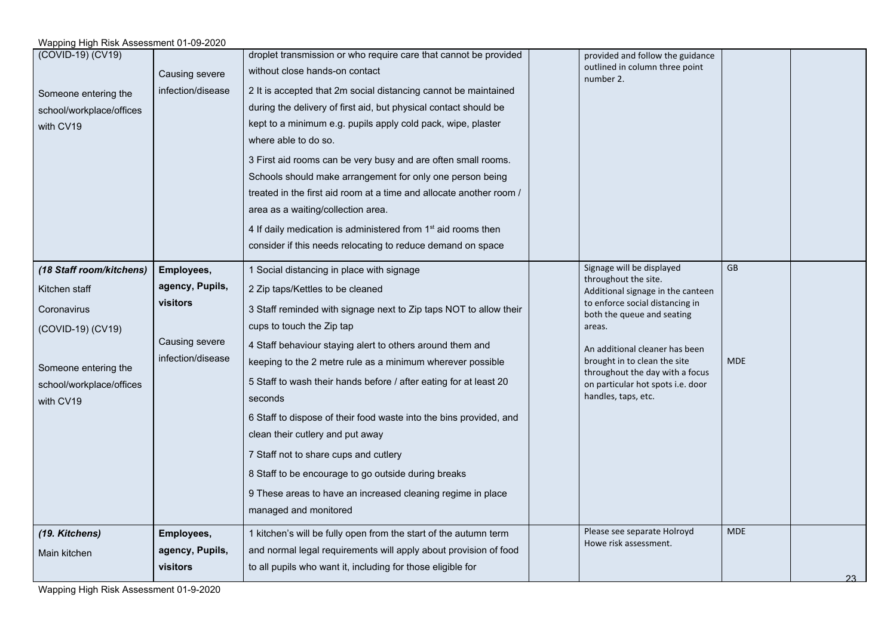| | | | | | | |
|---|---|---|---|---|---|---|
| (COVID-19) (CV19)<br><br>Someone entering the school/workplace/offices with CV19 | Causing severe infection/disease | droplet transmission or who require care that cannot be provided without close hands-on contact<br><br>2 It is accepted that 2m social distancing cannot be maintained during the delivery of first aid, but physical contact should be kept to a minimum e.g. pupils apply cold pack, wipe, plaster where able to do so.<br><br>3 First aid rooms can be very busy and are often small rooms. Schools should make arrangement for only one person being treated in the first aid room at a time and allocate another room / area as a waiting/collection area.<br><br>4 If daily medication is administered from 1st aid rooms then consider if this needs relocating to reduce demand on space | | provided and follow the guidance outlined in column three point number 2. | | |
| ***(18 Staff room/kitchens)***<br>Kitchen staff<br>Coronavirus<br>(COVID-19) (CV19)<br><br>Someone entering the school/workplace/offices with CV19 | **Employees, agency, Pupils, visitors**<br><br>Causing severe infection/disease | 1 Social distancing in place with signage<br><br>2 Zip taps/Kettles to be cleaned<br><br>3 Staff reminded with signage next to Zip taps NOT to allow their cups to touch the Zip tap<br><br>4 Staff behaviour staying alert to others around them and keeping to the 2 metre rule as a minimum wherever possible<br><br>5 Staff to wash their hands before / after eating for at least 20 seconds<br><br>6 Staff to dispose of their food waste into the bins provided, and clean their cutlery and put away<br><br>7 Staff not to share cups and cutlery<br><br>8 Staff to be encourage to go outside during breaks<br><br>9 These areas to have an increased cleaning regime in place managed and monitored | | Signage will be displayed throughout the site. Additional signage in the canteen to enforce social distancing in both the queue and seating areas.<br><br>An additional cleaner has been brought in to clean the site throughout the day with a focus on particular hot spots i.e. door handles, taps, etc. | GB<br><br><br><br><br>MDE | |
| ***(19. Kitchens)***<br>Main kitchen | **Employees, agency, Pupils, visitors** | 1 kitchen's will be fully open from the start of the autumn term and normal legal requirements will apply about provision of food to all pupils who want it, including for those eligible for | | Please see separate Holroyd Howe risk assessment. | MDE | |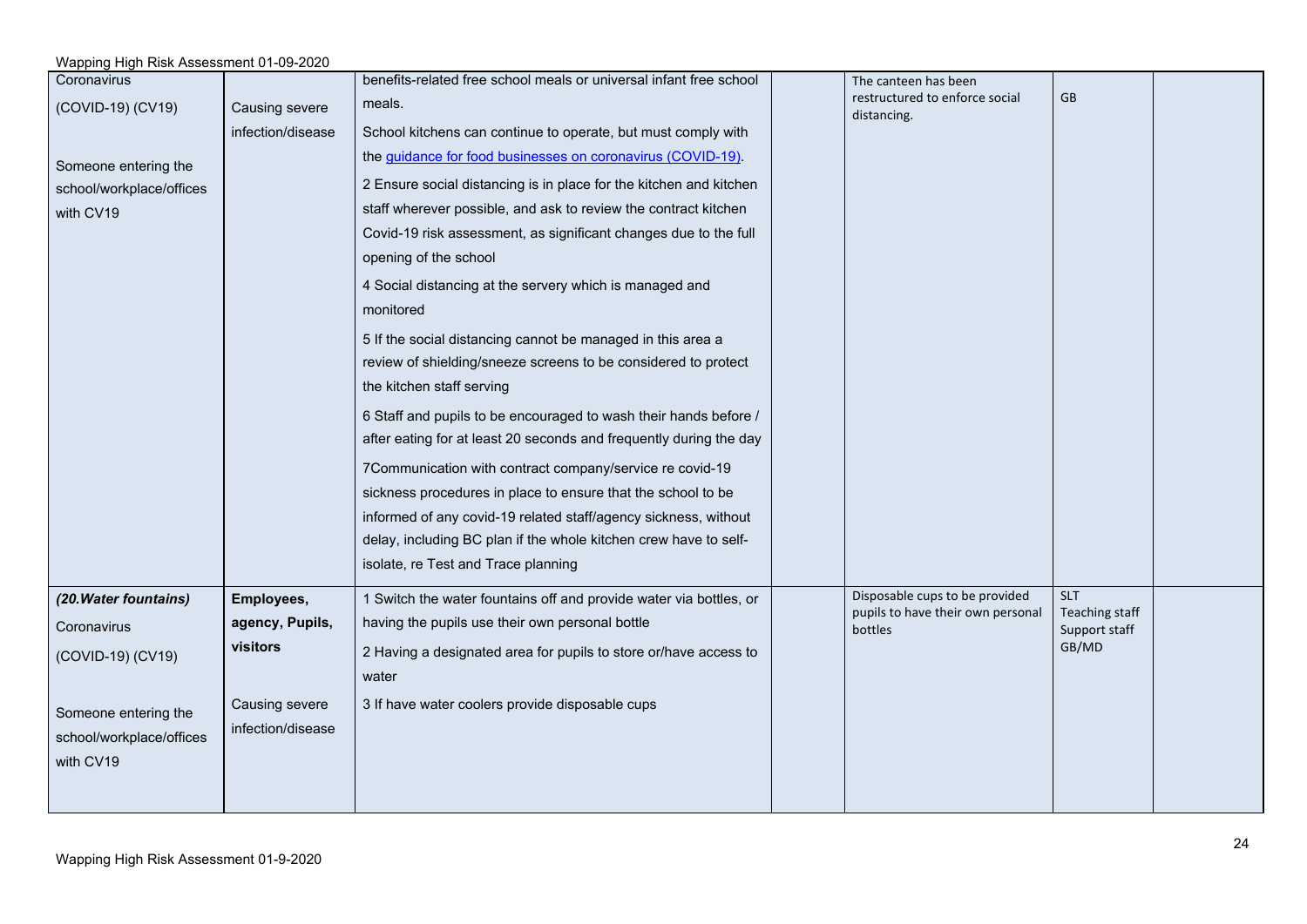| | | | | | | |
|---|---|---|---|---|---|---|
| Coronavirus<br>(COVID-19) (CV19)<br><br>Someone entering the school/workplace/offices with CV19 | Causing severe infection/disease | benefits-related free school meals or universal infant free school meals.<br>School kitchens can continue to operate, but must comply with the [guidance for food businesses on coronavirus (COVID-19)](https://www.gov.uk/government/publications/covid-19-guidance-for-food-businesses).<br>2 Ensure social distancing is in place for the kitchen and kitchen staff wherever possible, and ask to review the contract kitchen Covid-19 risk assessment, as significant changes due to the full opening of the school<br>4 Social distancing at the servery which is managed and monitored<br>5 If the social distancing cannot be managed in this area a review of shielding/sneeze screens to be considered to protect the kitchen staff serving<br>6 Staff and pupils to be encouraged to wash their hands before / after eating for at least 20 seconds and frequently during the day<br>7Communication with contract company/service re covid-19 sickness procedures in place to ensure that the school to be informed of any covid-19 related staff/agency sickness, without delay, including BC plan if the whole kitchen crew have to self-isolate, re Test and Trace planning | | The canteen has been restructured to enforce social distancing. | GB | |
| ***(20.Water fountains)***<br>Coronavirus<br>(COVID-19) (CV19)<br><br>Someone entering the school/workplace/offices with CV19 | **Employees, agency, Pupils, visitors**<br><br>Causing severe infection/disease | 1 Switch the water fountains off and provide water via bottles, or having the pupils use their own personal bottle<br>2 Having a designated area for pupils to store or/have access to water<br>3 If have water coolers provide disposable cups | | Disposable cups to be provided pupils to have their own personal bottles | SLT<br>Teaching staff<br>Support staff<br>GB/MD | |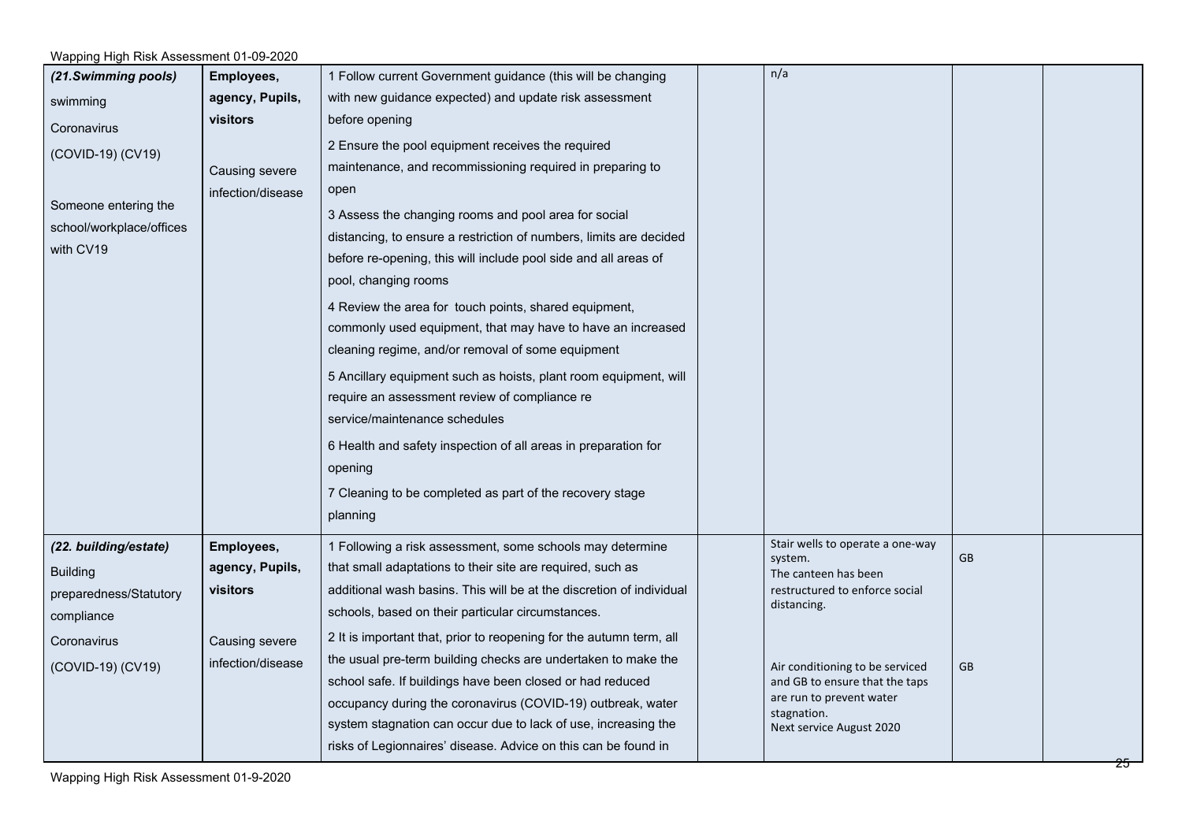| (21.Swimming pools) swimming Coronavirus (COVID-19) (CV19) Someone entering the school/workplace/offices with CV19 | **Employees, agency, Pupils, visitors** Causing severe infection/disease | 1 Follow current Government guidance (this will be changing with new guidance expected) and update risk assessment before opening<br>2 Ensure the pool equipment receives the required maintenance, and recommissioning required in preparing to open<br>3 Assess the changing rooms and pool area for social distancing, to ensure a restriction of numbers, limits are decided before re-opening, this will include pool side and all areas of pool, changing rooms<br>4 Review the area for touch points, shared equipment, commonly used equipment, that may have to have an increased cleaning regime, and/or removal of some equipment<br>5 Ancillary equipment such as hoists, plant room equipment, will require an assessment review of compliance re service/maintenance schedules<br>6 Health and safety inspection of all areas in preparation for opening<br>7 Cleaning to be completed as part of the recovery stage planning | | n/a | | |
|---|---|---|---|---|---|---|
| **(22. building/estate)** Building preparedness/Statutory compliance Coronavirus (COVID-19) (CV19) | **Employees, agency, Pupils, visitors** Causing severe infection/disease | 1 Following a risk assessment, some schools may determine that small adaptations to their site are required, such as additional wash basins. This will be at the discretion of individual schools, based on their particular circumstances.<br>2 It is important that, prior to reopening for the autumn term, all the usual pre-term building checks are undertaken to make the school safe. If buildings have been closed or had reduced occupancy during the coronavirus (COVID-19) outbreak, water system stagnation can occur due to lack of use, increasing the risks of Legionnaires' disease. Advice on this can be found in | | Stair wells to operate a one-way system. The canteen has been restructured to enforce social distancing.<br><br>Air conditioning to be serviced and GB to ensure that the taps are run to prevent water stagnation. Next service August 2020 | GB<br><br>GB | |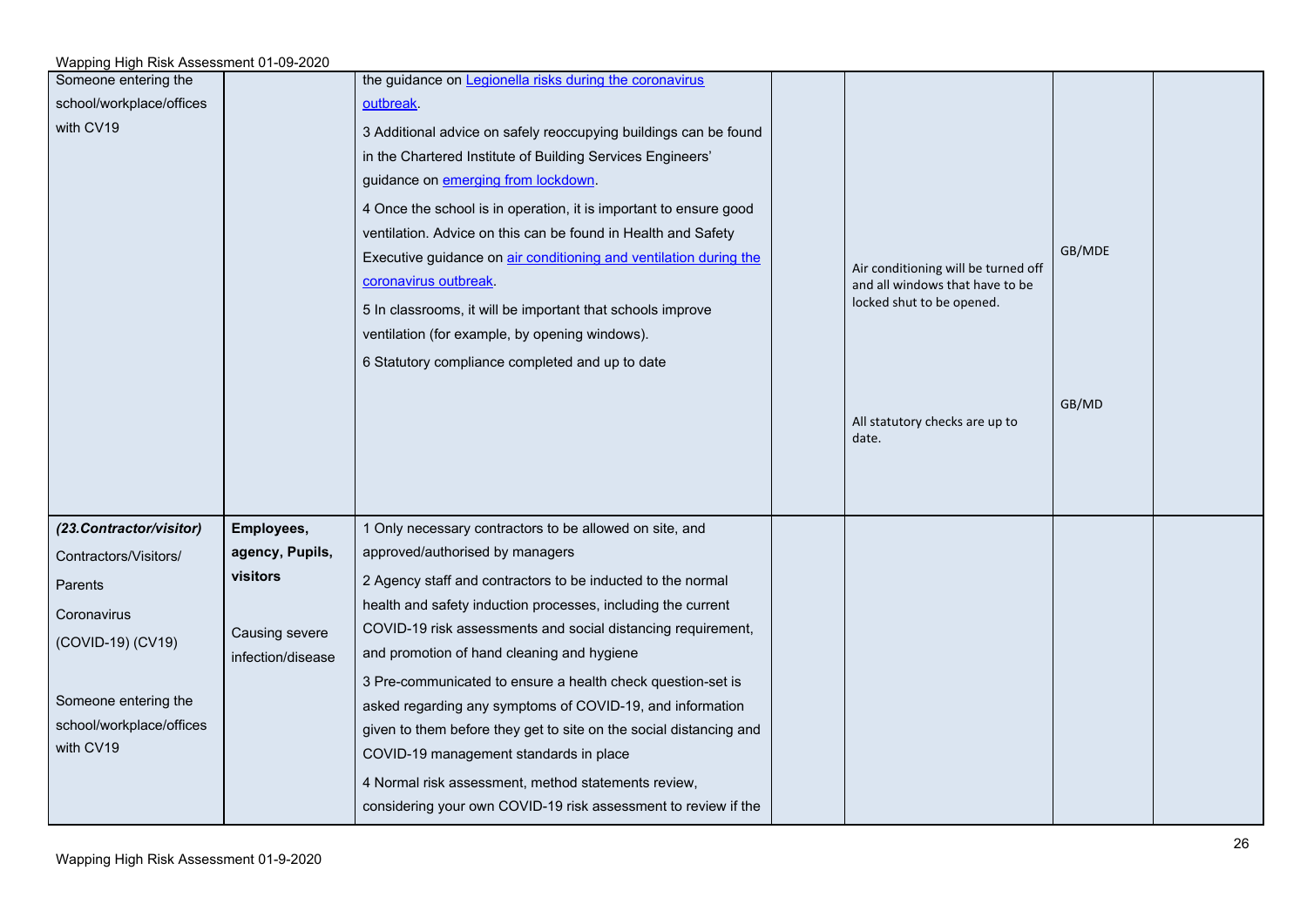| | | | | | | |
|---|---|---|---|---|---|---|
| Someone entering the school/workplace/offices with CV19 | | the guidance on Legionella risks during the coronavirus outbreak.<br>3 Additional advice on safely reoccupying buildings can be found in the Chartered Institute of Building Services Engineers' guidance on emerging from lockdown.<br>4 Once the school is in operation, it is important to ensure good ventilation. Advice on this can be found in Health and Safety Executive guidance on air conditioning and ventilation during the coronavirus outbreak.<br>5 In classrooms, it will be important that schools improve ventilation (for example, by opening windows).<br>6 Statutory compliance completed and up to date | | Air conditioning will be turned off and all windows that have to be locked shut to be opened.<br><br>All statutory checks are up to date. | GB/MDE<br><br>GB/MD | |
| ***(23.Contractor/visitor)***<br>Contractors/Visitors/ Parents<br>Coronavirus (COVID-19) (CV19)<br><br>Someone entering the school/workplace/offices with CV19 | **Employees, agency, Pupils, visitors**<br><br>Causing severe infection/disease | 1 Only necessary contractors to be allowed on site, and approved/authorised by managers<br>2 Agency staff and contractors to be inducted to the normal health and safety induction processes, including the current COVID-19 risk assessments and social distancing requirement, and promotion of hand cleaning and hygiene<br>3 Pre-communicated to ensure a health check question-set is asked regarding any symptoms of COVID-19, and information given to them before they get to site on the social distancing and COVID-19 management standards in place<br>4 Normal risk assessment, method statements review, considering your own COVID-19 risk assessment to review if the | | | | |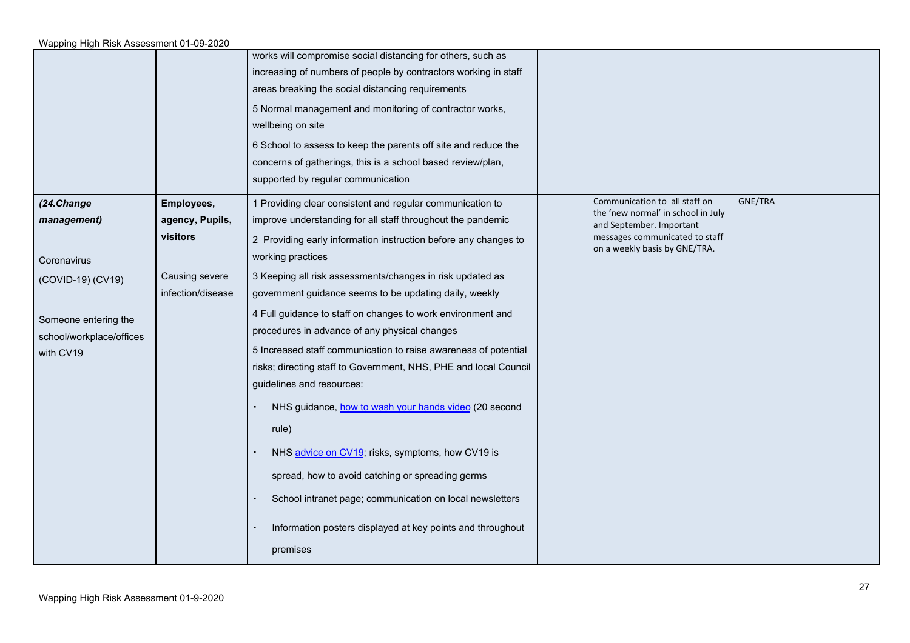| | | | | | | |
|---|---|---|---|---|---|---|
| | | works will compromise social distancing for others, such as increasing of numbers of people by contractors working in staff areas breaking the social distancing requirements<br>5 Normal management and monitoring of contractor works, wellbeing on site<br>6 School to assess to keep the parents off site and reduce the concerns of gatherings, this is a school based review/plan, supported by regular communication | | | | |
| ***(24.Change management)***<br><br>Coronavirus (COVID-19) (CV19)<br><br>Someone entering the school/workplace/offices with CV19 | **Employees, agency, Pupils, visitors**<br><br>Causing severe infection/disease | 1 Providing clear consistent and regular communication to improve understanding for all staff throughout the pandemic<br>2 Providing early information instruction before any changes to working practices<br>3 Keeping all risk assessments/changes in risk updated as government guidance seems to be updating daily, weekly<br>4 Full guidance to staff on changes to work environment and procedures in advance of any physical changes<br>5 Increased staff communication to raise awareness of potential risks; directing staff to Government, NHS, PHE and local Council guidelines and resources:<br>• NHS guidance, how to wash your hands video (20 second rule)<br>• NHS advice on CV19; risks, symptoms, how CV19 is spread, how to avoid catching or spreading germs<br>• School intranet page; communication on local newsletters<br>• Information posters displayed at key points and throughout premises | | Communication to all staff on the 'new normal' in school in July and September. Important messages communicated to staff on a weekly basis by GNE/TRA. | GNE/TRA | |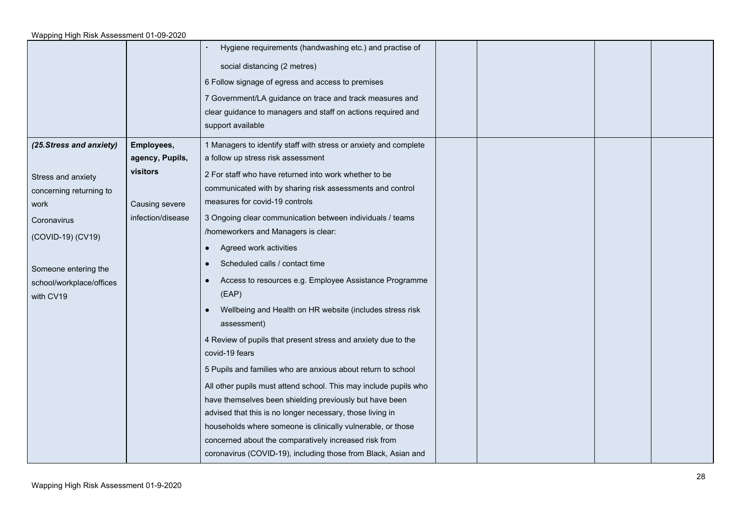| | | | | | | |
|---|---|---|---|---|---|---|
| | | · Hygiene requirements (handwashing etc.) and practise of social distancing (2 metres)<br>6 Follow signage of egress and access to premises<br>7 Government/LA guidance on trace and track measures and clear guidance to managers and staff on actions required and support available | | | | |
| ***(25.Stress and anxiety)***<br><br>Stress and anxiety concerning returning to work<br>Coronavirus (COVID-19) (CV19)<br><br>Someone entering the school/workplace/offices with CV19 | **Employees, agency, Pupils, visitors**<br><br>Causing severe infection/disease | 1 Managers to identify staff with stress or anxiety and complete a follow up stress risk assessment<br>2 For staff who have returned into work whether to be communicated with by sharing risk assessments and control measures for covid-19 controls<br>3 Ongoing clear communication between individuals / teams /homeworkers and Managers is clear:<br>● Agreed work activities<br>● Scheduled calls / contact time<br>● Access to resources e.g. Employee Assistance Programme (EAP)<br>● Wellbeing and Health on HR website (includes stress risk assessment)<br>4 Review of pupils that present stress and anxiety due to the covid-19 fears<br>5 Pupils and families who are anxious about return to school<br>All other pupils must attend school. This may include pupils who have themselves been shielding previously but have been advised that this is no longer necessary, those living in households where someone is clinically vulnerable, or those concerned about the comparatively increased risk from coronavirus (COVID-19), including those from Black, Asian and | | | | |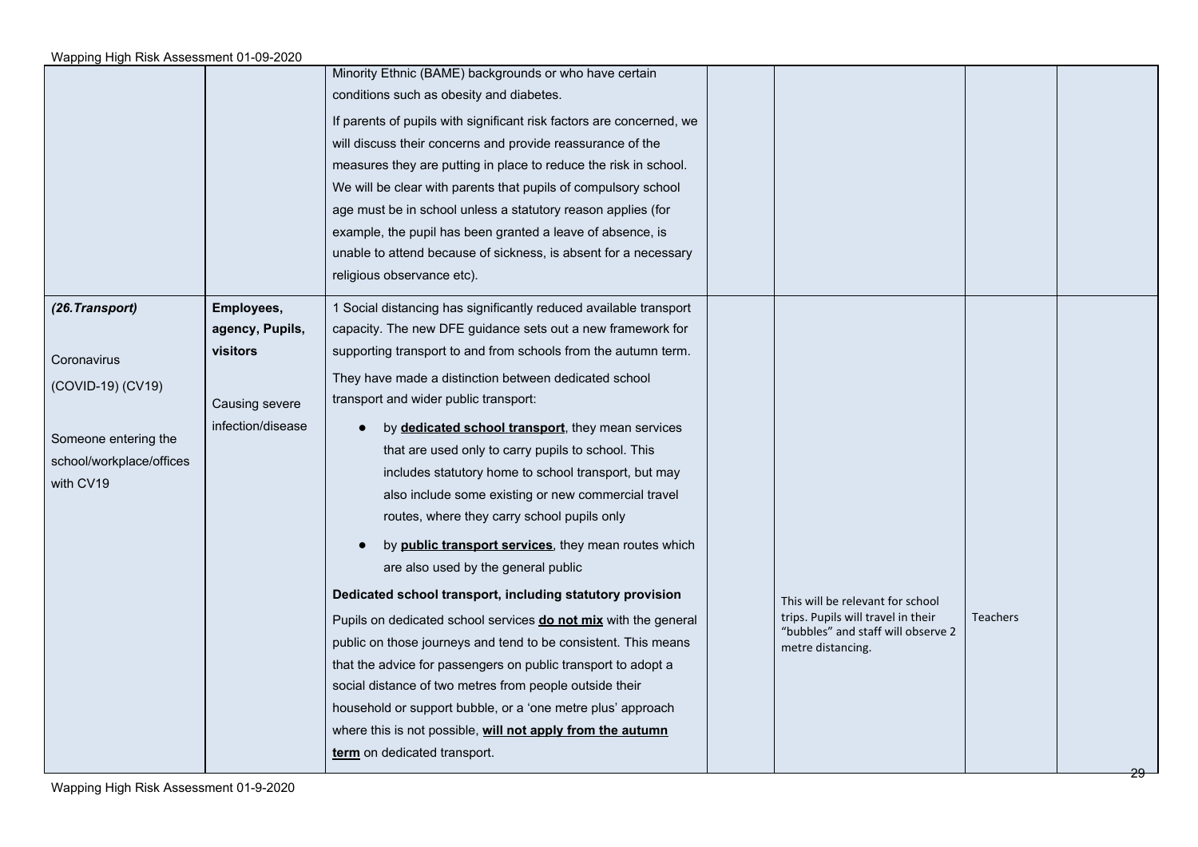| | | | | | | |
|---|---|---|---|---|---|---|
| | | Minority Ethnic (BAME) backgrounds or who have certain conditions such as obesity and diabetes.<br><br>If parents of pupils with significant risk factors are concerned, we will discuss their concerns and provide reassurance of the measures they are putting in place to reduce the risk in school. We will be clear with parents that pupils of compulsory school age must be in school unless a statutory reason applies (for example, the pupil has been granted a leave of absence, is unable to attend because of sickness, is absent for a necessary religious observance etc). | | | | |
| ***(26.Transport)***<br><br>Coronavirus (COVID-19) (CV19)<br><br>Someone entering the school/workplace/offices with CV19 | **Employees, agency, Pupils, visitors**<br><br>Causing severe infection/disease | 1 Social distancing has significantly reduced available transport capacity. The new DFE guidance sets out a new framework for supporting transport to and from schools from the autumn term.<br><br>They have made a distinction between dedicated school transport and wider public transport:<br><br>• by **dedicated school transport**, they mean services that are used only to carry pupils to school. This includes statutory home to school transport, but may also include some existing or new commercial travel routes, where they carry school pupils only<br><br>• by **public transport services**, they mean routes which are also used by the general public<br><br>**Dedicated school transport, including statutory provision**<br><br>Pupils on dedicated school services **do not mix** with the general public on those journeys and tend to be consistent. This means that the advice for passengers on public transport to adopt a social distance of two metres from people outside their household or support bubble, or a 'one metre plus' approach where this is not possible, **will not apply from the autumn term** on dedicated transport. | | This will be relevant for school trips. Pupils will travel in their "bubbles" and staff will observe 2 metre distancing. | Teachers | |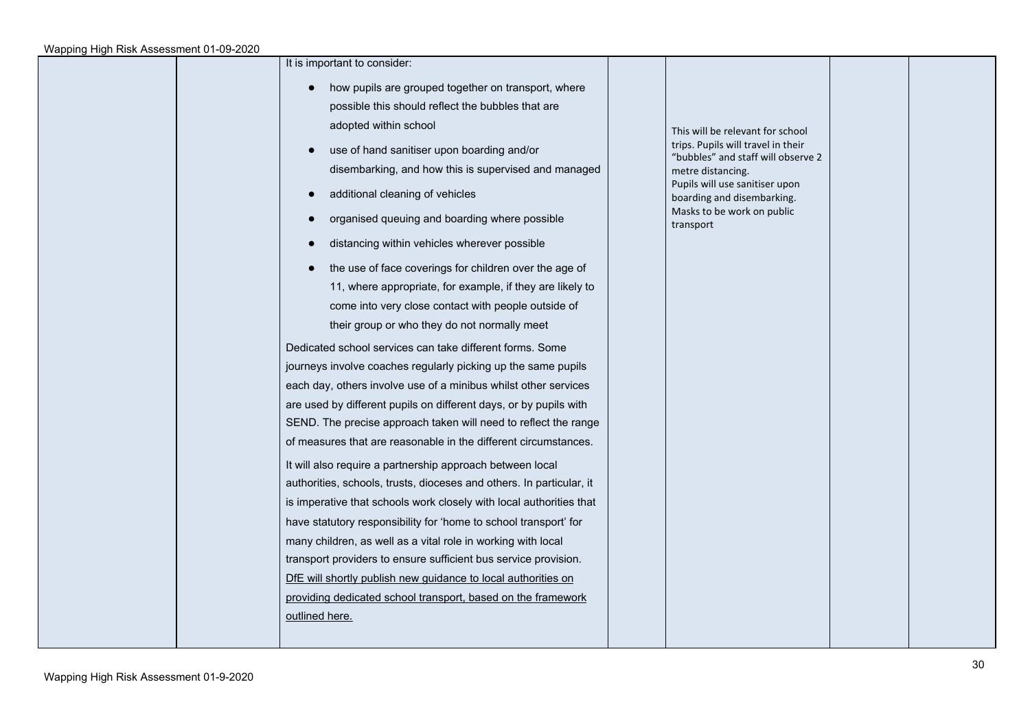| | | | | | | |
|---|---|---|---|---|---|---|
| | | It is important to consider:<br>• how pupils are grouped together on transport, where possible this should reflect the bubbles that are adopted within school<br>• use of hand sanitiser upon boarding and/or disembarking, and how this is supervised and managed<br>• additional cleaning of vehicles<br>• organised queuing and boarding where possible<br>• distancing within vehicles wherever possible<br>• the use of face coverings for children over the age of 11, where appropriate, for example, if they are likely to come into very close contact with people outside of their group or who they do not normally meet<br>Dedicated school services can take different forms. Some journeys involve coaches regularly picking up the same pupils each day, others involve use of a minibus whilst other services are used by different pupils on different days, or by pupils with SEND. The precise approach taken will need to reflect the range of measures that are reasonable in the different circumstances.<br>It will also require a partnership approach between local authorities, schools, trusts, dioceses and others. In particular, it is imperative that schools work closely with local authorities that have statutory responsibility for 'home to school transport' for many children, as well as a vital role in working with local transport providers to ensure sufficient bus service provision. DfE will shortly publish new guidance to local authorities on providing dedicated school transport, based on the framework outlined here. | | This will be relevant for school trips. Pupils will travel in their "bubbles" and staff will observe 2 metre distancing.<br>Pupils will use sanitiser upon boarding and disembarking.<br>Masks to be work on public transport | | |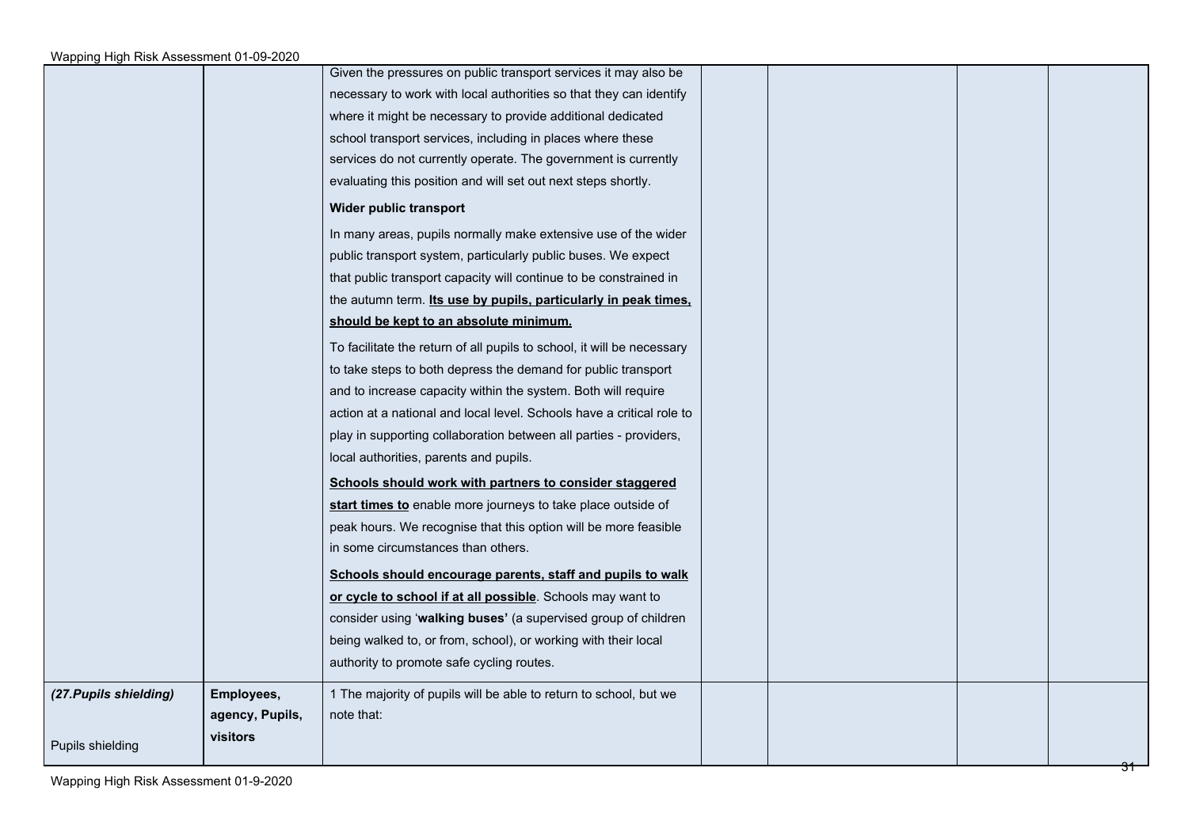| | | | | | | |
|---|---|---|---|---|---|---|
| | | Given the pressures on public transport services it may also be necessary to work with local authorities so that they can identify where it might be necessary to provide additional dedicated school transport services, including in places where these services do not currently operate. The government is currently evaluating this position and will set out next steps shortly.<br><br>**Wider public transport**<br><br>In many areas, pupils normally make extensive use of the wider public transport system, particularly public buses. We expect that public transport capacity will continue to be constrained in the autumn term. **<u>Its use by pupils, particularly in peak times, should be kept to an absolute minimum.</u>**<br><br>To facilitate the return of all pupils to school, it will be necessary to take steps to both depress the demand for public transport and to increase capacity within the system. Both will require action at a national and local level. Schools have a critical role to play in supporting collaboration between all parties - providers, local authorities, parents and pupils.<br><br>**<u>Schools should work with partners to consider staggered start times to</u>** enable more journeys to take place outside of peak hours. We recognise that this option will be more feasible in some circumstances than others.<br><br>**<u>Schools should encourage parents, staff and pupils to walk or cycle to school if at all possible</u>**. Schools may want to consider using '**walking buses'** (a supervised group of children being walked to, or from, school), or working with their local authority to promote safe cycling routes. | | | | |
| ***(27.Pupils shielding)***<br><br>Pupils shielding | **Employees, agency, Pupils, visitors** | 1 The majority of pupils will be able to return to school, but we note that: | | | | |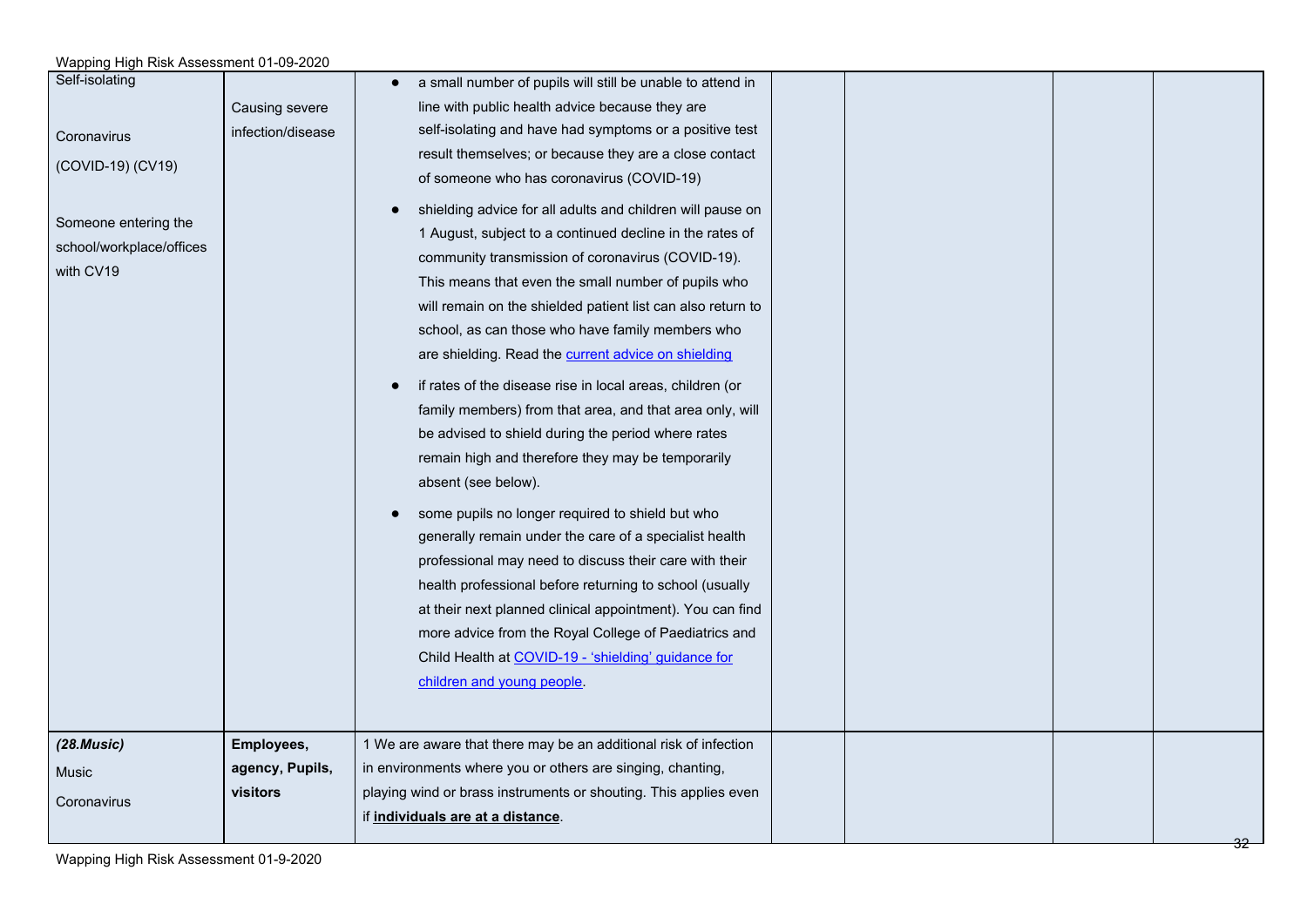| | | | | | | |
|---|---|---|---|---|---|---|
| Self-isolating<br><br>Coronavirus (COVID-19) (CV19)<br><br>Someone entering the school/workplace/offices with CV19 | Causing severe infection/disease | • a small number of pupils will still be unable to attend in line with public health advice because they are self-isolating and have had symptoms or a positive test result themselves; or because they are a close contact of someone who has coronavirus (COVID-19)<br>• shielding advice for all adults and children will pause on 1 August, subject to a continued decline in the rates of community transmission of coronavirus (COVID-19). This means that even the small number of pupils who will remain on the shielded patient list can also return to school, as can those who have family members who are shielding. Read the current advice on shielding<br>• if rates of the disease rise in local areas, children (or family members) from that area, and that area only, will be advised to shield during the period where rates remain high and therefore they may be temporarily absent (see below).<br>• some pupils no longer required to shield but who generally remain under the care of a specialist health professional may need to discuss their care with their health professional before returning to school (usually at their next planned clinical appointment). You can find more advice from the Royal College of Paediatrics and Child Health at COVID-19 - 'shielding' guidance for children and young people. | | | | |
| ***(28.Music)***<br>Music<br>Coronavirus | **Employees, agency, Pupils, visitors** | 1 We are aware that there may be an additional risk of infection in environments where you or others are singing, chanting, playing wind or brass instruments or shouting. This applies even if **individuals are at a distance**. | | | | |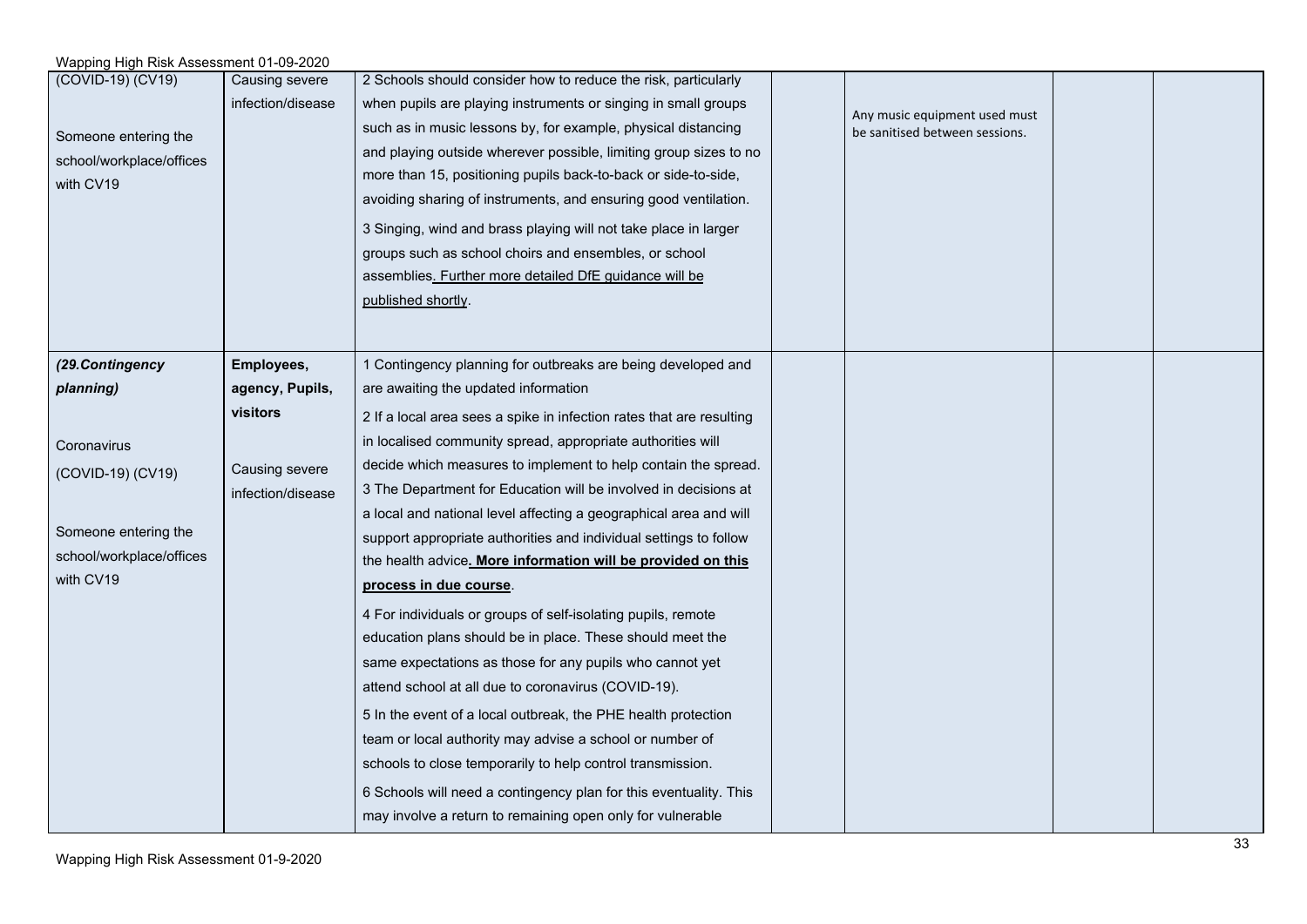| | | | | | | |
|---|---|---|---|---|---|---|
| (COVID-19) (CV19)<br><br>Someone entering the school/workplace/offices with CV19 | Causing severe infection/disease | 2 Schools should consider how to reduce the risk, particularly when pupils are playing instruments or singing in small groups such as in music lessons by, for example, physical distancing and playing outside wherever possible, limiting group sizes to no more than 15, positioning pupils back-to-back or side-to-side, avoiding sharing of instruments, and ensuring good ventilation.<br>3 Singing, wind and brass playing will not take place in larger groups such as school choirs and ensembles, or school assemblies. Further more detailed DfE guidance will be published shortly. | | Any music equipment used must be sanitised between sessions. | | |
| ***(29.Contingency planning)***<br><br>Coronavirus (COVID-19) (CV19)<br><br>Someone entering the school/workplace/offices with CV19 | **Employees, agency, Pupils, visitors**<br><br>Causing severe infection/disease | 1 Contingency planning for outbreaks are being developed and are awaiting the updated information<br>2 If a local area sees a spike in infection rates that are resulting in localised community spread, appropriate authorities will decide which measures to implement to help contain the spread.<br>3 The Department for Education will be involved in decisions at a local and national level affecting a geographical area and will support appropriate authorities and individual settings to follow the health advice**. More information will be provided on this process in due course**.<br>4 For individuals or groups of self-isolating pupils, remote education plans should be in place. These should meet the same expectations as those for any pupils who cannot yet attend school at all due to coronavirus (COVID-19).<br>5 In the event of a local outbreak, the PHE health protection team or local authority may advise a school or number of schools to close temporarily to help control transmission.<br>6 Schools will need a contingency plan for this eventuality. This may involve a return to remaining open only for vulnerable | | | | |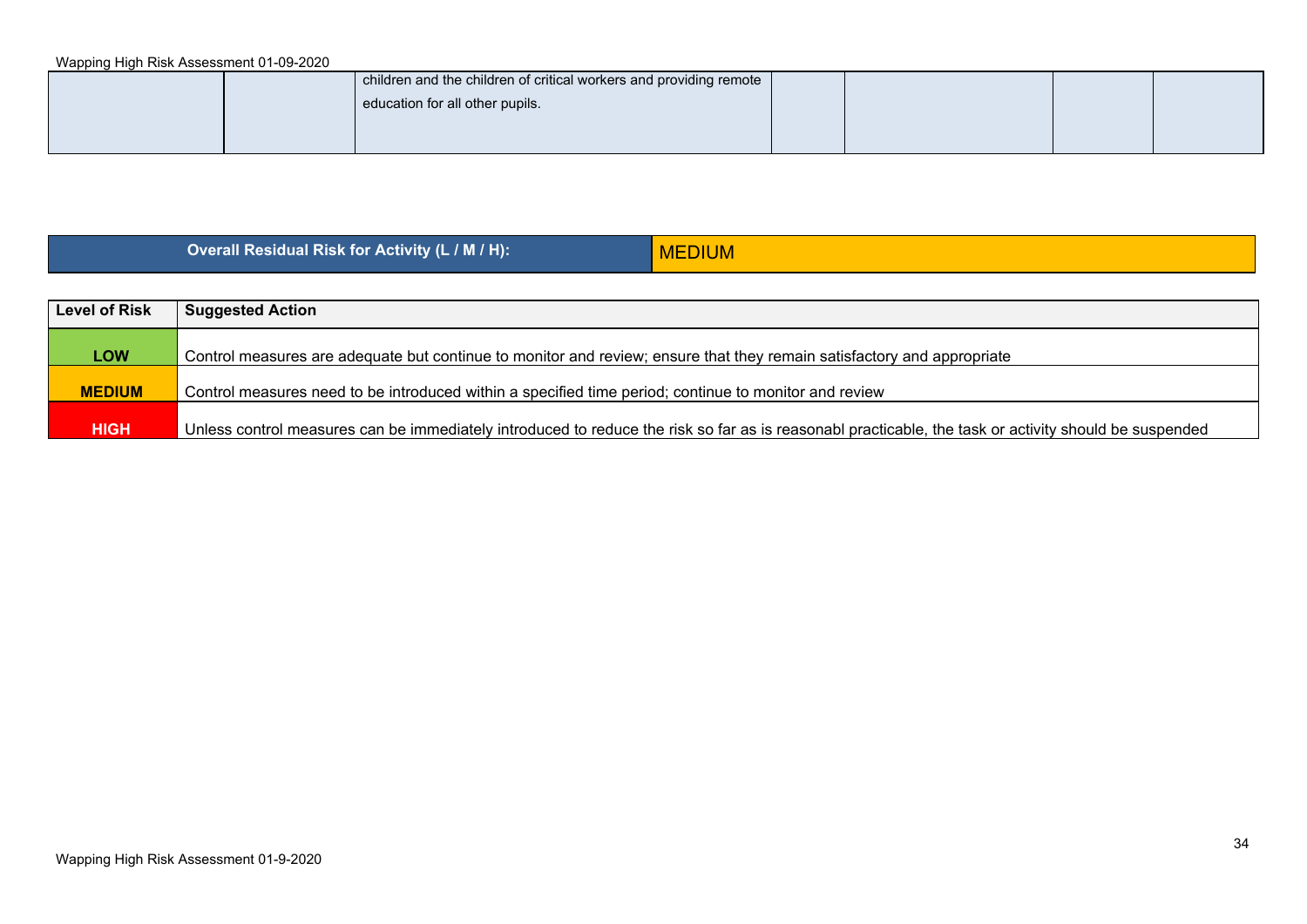| | | | | | | |
|---|---|---|---|---|---|---|
| | | children and the children of critical workers and providing remote education for all other pupils. | | | | |

| Overall Residual Risk for Activity (L / M / H): | MEDIUM |
|---|---|

| Level of Risk | Suggested Action |
|---|---|
| **LOW** | Control measures are adequate but continue to monitor and review; ensure that they remain satisfactory and appropriate |
| **MEDIUM** | Control measures need to be introduced within a specified time period; continue to monitor and review |
| **HIGH** | Unless control measures can be immediately introduced to reduce the risk so far as is reasonabl practicable, the task or activity should be suspended |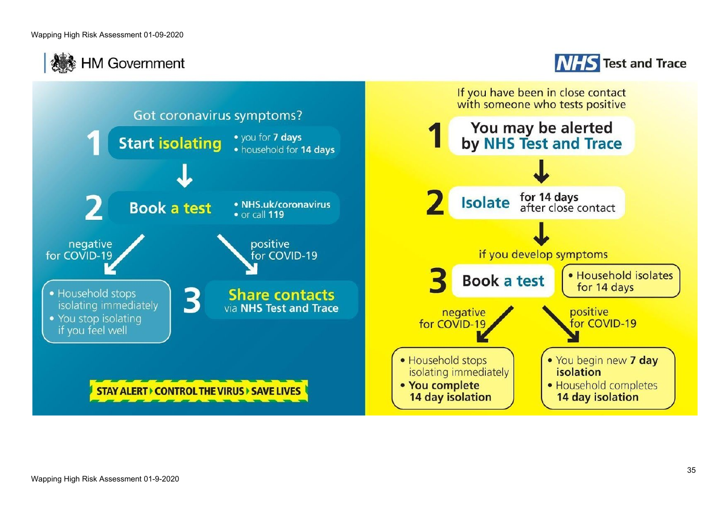HM Government

NHS Test and Trace

## Got coronavirus symptoms?

**1 Start isolating**
- you for **7 days**
- household for **14 days**

**2 Book a test**
- **NHS.uk/coronavirus**
- or call **119**

negative for COVID-19
- Household stops isolating immediately
- You stop isolating if you feel well

positive for COVID-19

**3 Share contacts** via **NHS Test and Trace**

**STAY ALERT › CONTROL THE VIRUS › SAVE LIVES**

## If you have been in close contact with someone who tests positive

**1 You may be alerted by NHS Test and Trace**

**2 Isolate** for **14 days** after close contact

if you develop symptoms

**3 Book a test**
- Household isolates for 14 days

negative for COVID-19
- Household stops isolating immediately
- **You complete 14 day isolation**

positive for COVID-19
- You begin new **7 day isolation**
- Household completes **14 day isolation**